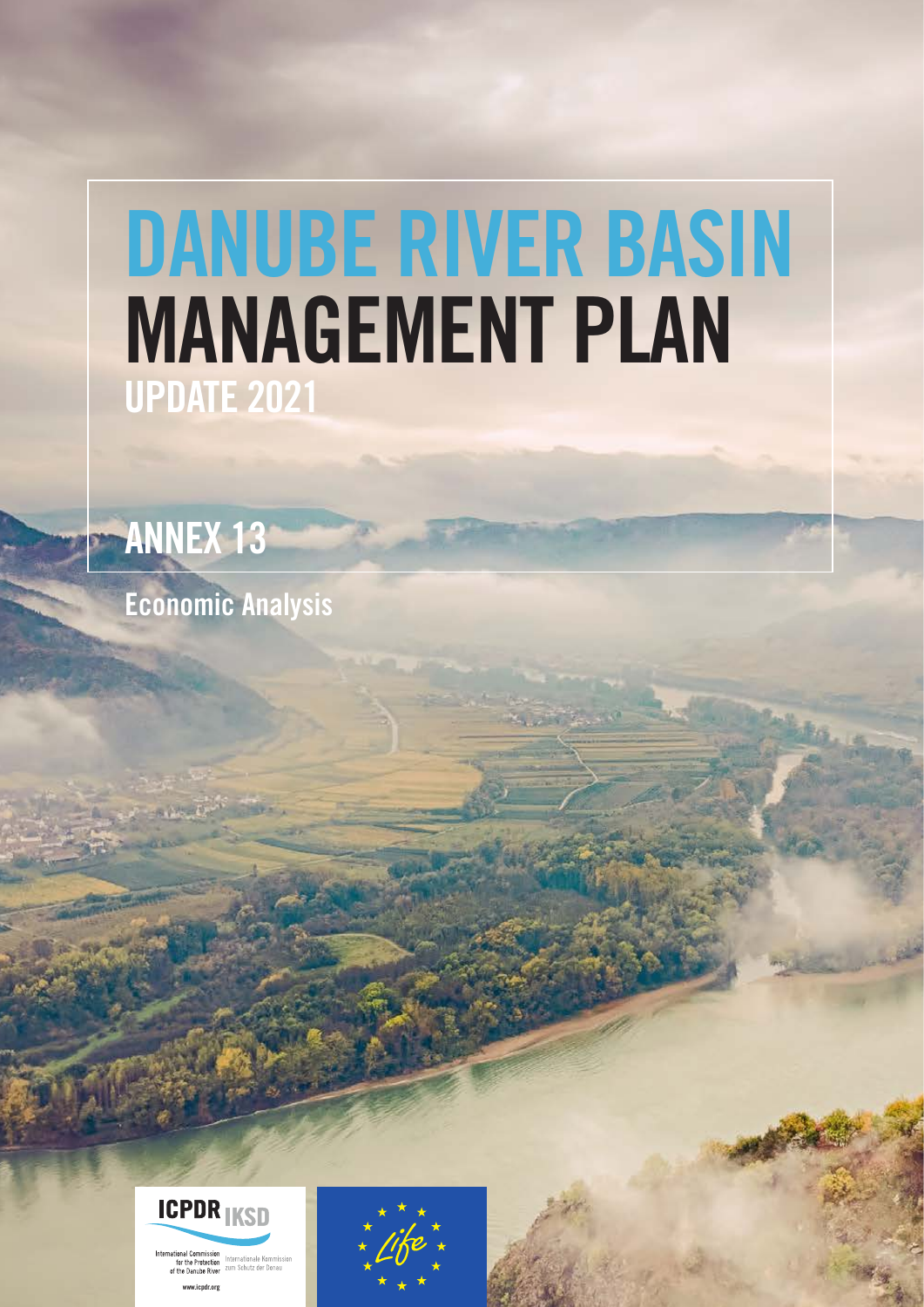# DANUBE RIVER BASIN MANAGEMENT PLAN

## UPDATE 2021

## ANNEX 13

Economic Analysis

ICPDR IKSD

International Commission for the Protection of the Danube River

Internationale Kommission zum Schutz der Donau

www.icpdr.org

Life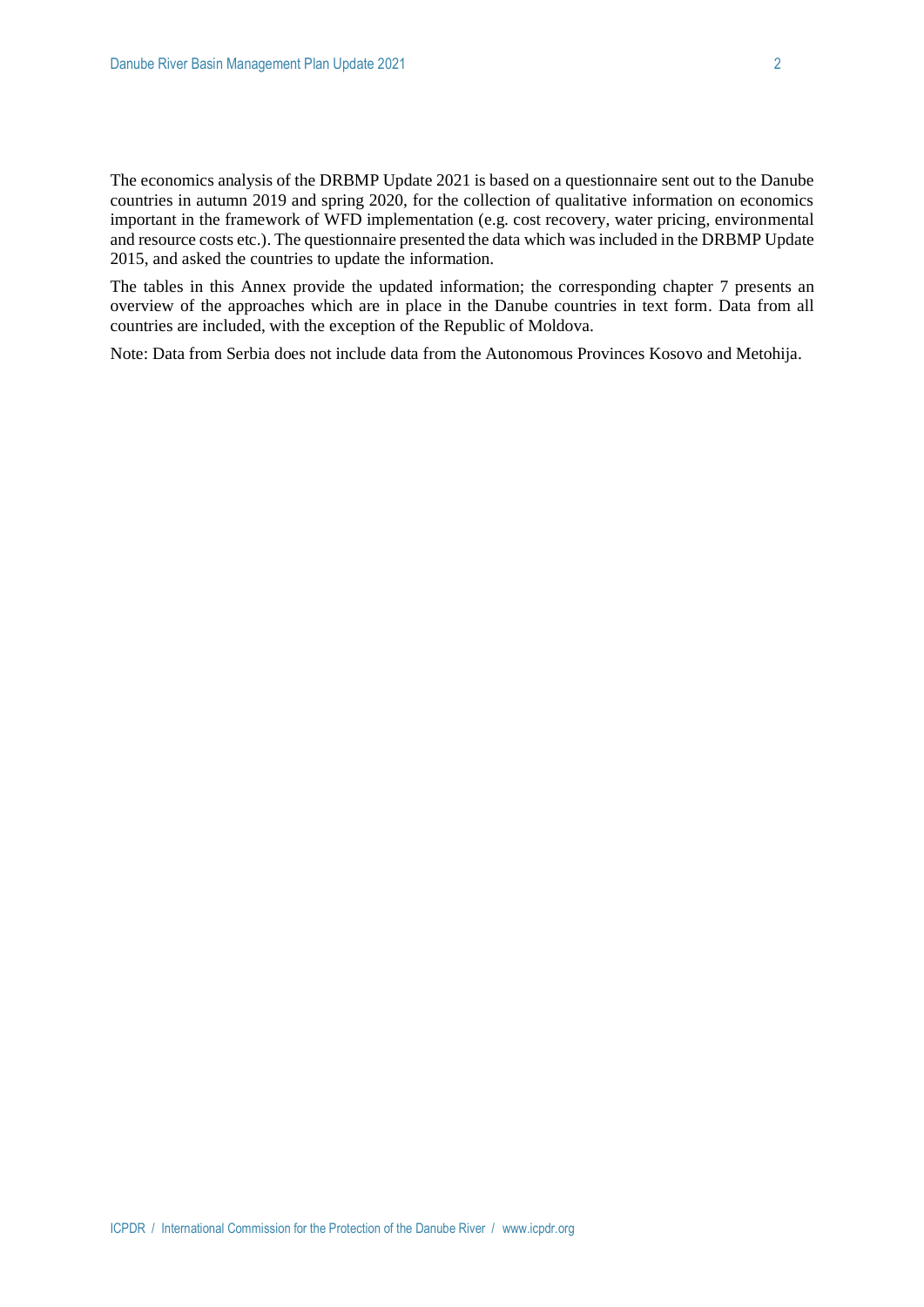The economics analysis of the DRBMP Update 2021 is based on a questionnaire sent out to the Danube countries in autumn 2019 and spring 2020, for the collection of qualitative information on economics important in the framework of WFD implementation (e.g. cost recovery, water pricing, environmental and resource costs etc.). The questionnaire presented the data which was included in the DRBMP Update 2015, and asked the countries to update the information.

The tables in this Annex provide the updated information; the corresponding chapter 7 presents an overview of the approaches which are in place in the Danube countries in text form. Data from all countries are included, with the exception of the Republic of Moldova.

Note: Data from Serbia does not include data from the Autonomous Provinces Kosovo and Metohija.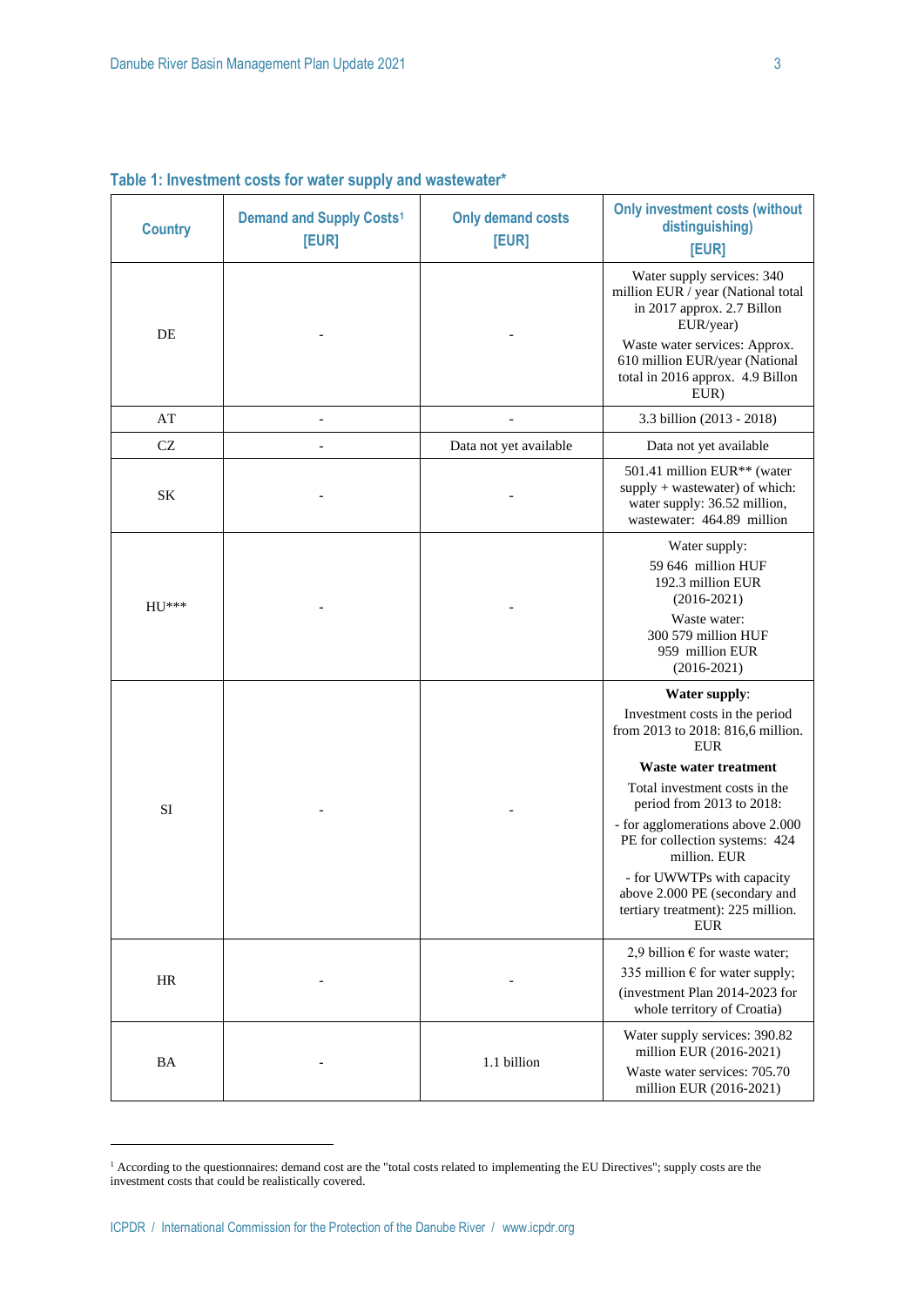**Table 1: Investment costs for water supply and wastewater***

| Country | Demand and Supply Costs[1] [EUR] | Only demand costs [EUR] | Only investment costs (without distinguishing) [EUR] |
|---|---|---|---|
| DE | - | - | Water supply services: 340 million EUR / year (National total in 2017 approx. 2.7 Billon EUR/year) Waste water services: Approx. 610 million EUR/year (National total in 2016 approx. 4.9 Billon EUR) |
| AT | - | - | 3.3 billion (2013 - 2018) |
| CZ | - | Data not yet available | Data not yet available |
| SK | - | - | 501.41 million EUR** (water supply + wastewater) of which: water supply: 36.52 million, wastewater: 464.89 million |
| HU*** | - | - | Water supply: 59 646 million HUF 192.3 million EUR (2016-2021) Waste water: 300 579 million HUF 959 million EUR (2016-2021) |
| SI | - | - | **Water supply**: Investment costs in the period from 2013 to 2018: 816,6 million. EUR **Waste water treatment** Total investment costs in the period from 2013 to 2018: - for agglomerations above 2.000 PE for collection systems: 424 million. EUR - for UWWTPs with capacity above 2.000 PE (secondary and tertiary treatment): 225 million. EUR |
| HR | - | - | 2,9 billion € for waste water; 335 million € for water supply; (investment Plan 2014-2023 for whole territory of Croatia) |
| BA | - | 1.1 billion | Water supply services: 390.82 million EUR (2016-2021) Waste water services: 705.70 million EUR (2016-2021) |

[1] According to the questionnaires: demand cost are the "total costs related to implementing the EU Directives"; supply costs are the investment costs that could be realistically covered.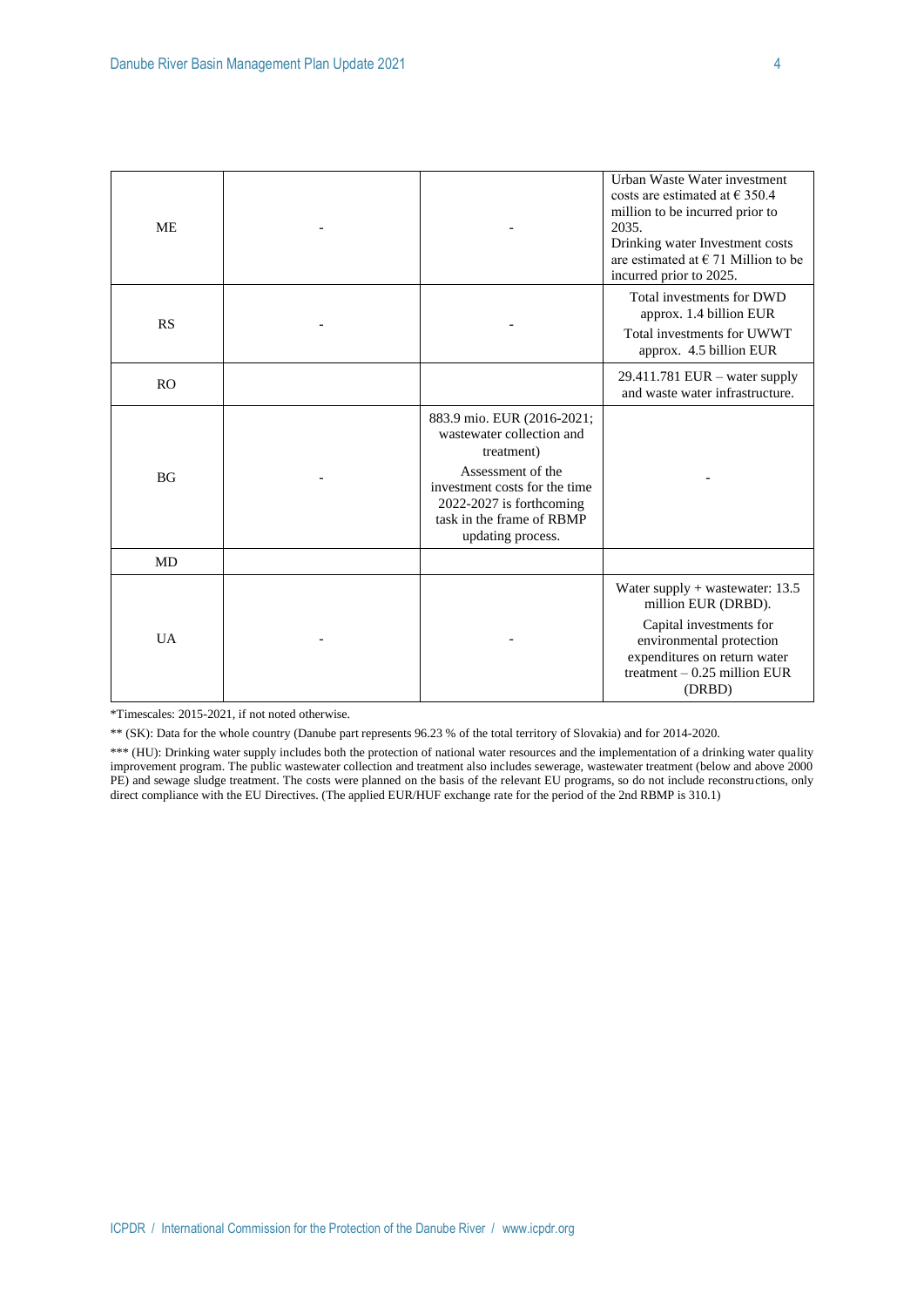| | | | |
|---|---|---|---|
| ME | - | - | Urban Waste Water investment costs are estimated at € 350.4 million to be incurred prior to 2035. Drinking water Investment costs are estimated at € 71 Million to be incurred prior to 2025. |
| RS | - | - | Total investments for DWD approx. 1.4 billion EUR<br>Total investments for UWWT approx. 4.5 billion EUR |
| RO | | | 29.411.781 EUR – water supply and waste water infrastructure. |
| BG | - | 883.9 mio. EUR (2016-2021; wastewater collection and treatment)<br>Assessment of the investment costs for the time 2022-2027 is forthcoming task in the frame of RBMP updating process. | - |
| MD | | | |
| UA | - | - | Water supply + wastewater: 13.5 million EUR (DRBD).<br>Capital investments for environmental protection expenditures on return water treatment – 0.25 million EUR (DRBD) |

*Timescales: 2015-2021, if not noted otherwise.

** (SK): Data for the whole country (Danube part represents 96.23 % of the total territory of Slovakia) and for 2014-2020.

*** (HU): Drinking water supply includes both the protection of national water resources and the implementation of a drinking water quality improvement program. The public wastewater collection and treatment also includes sewerage, wastewater treatment (below and above 2000 PE) and sewage sludge treatment. The costs were planned on the basis of the relevant EU programs, so do not include reconstructions, only direct compliance with the EU Directives. (The applied EUR/HUF exchange rate for the period of the 2nd RBMP is 310.1)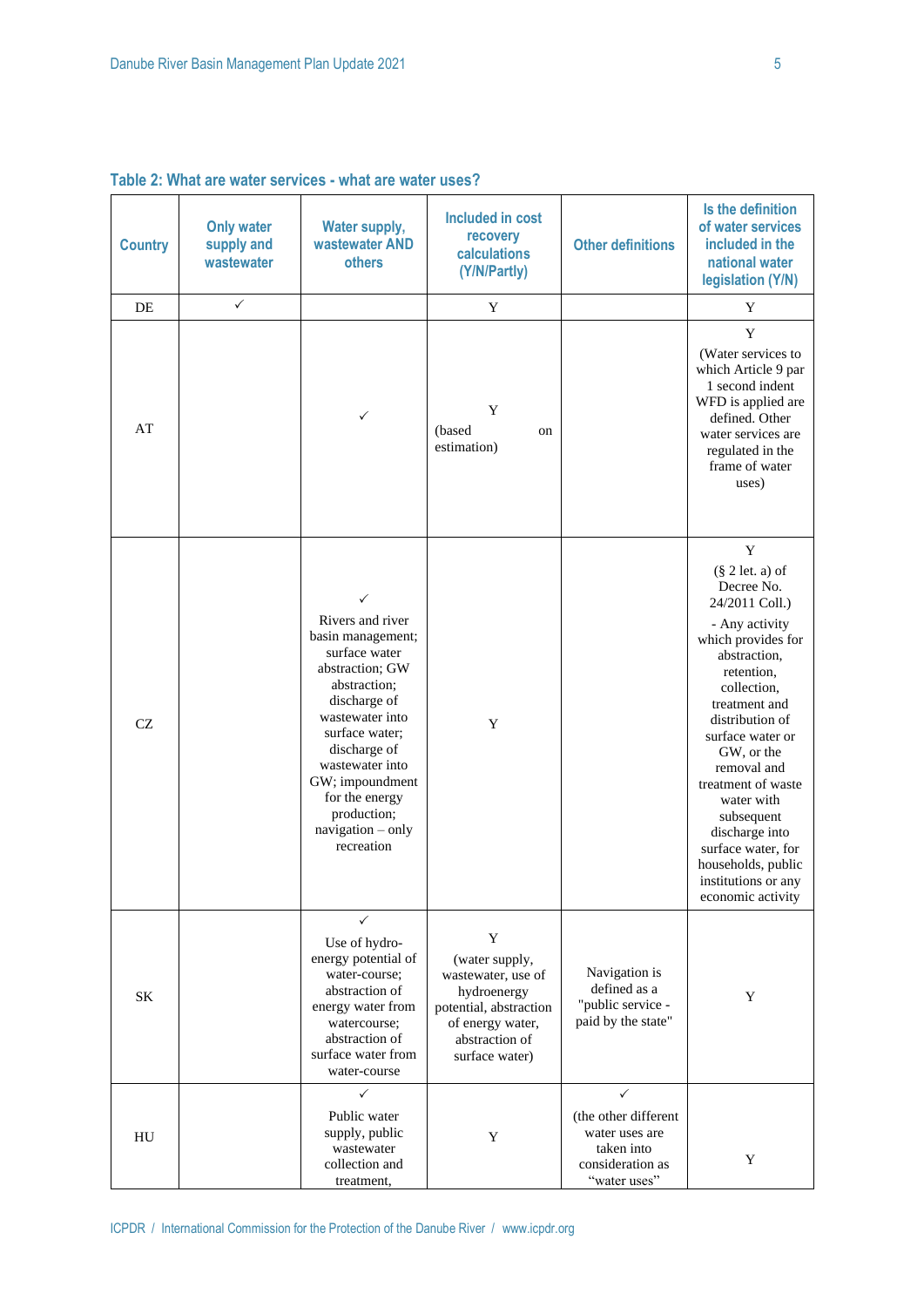**Table 2: What are water services - what are water uses?**

| Country | Only water supply and wastewater | Water supply, wastewater AND others | Included in cost recovery calculations (Y/N/Partly) | Other definitions | Is the definition of water services included in the national water legislation (Y/N) |
|---|---|---|---|---|---|
| DE | ✓ | | Y | | Y |
| AT | | ✓ | Y (based on estimation) | | Y (Water services to which Article 9 par 1 second indent WFD is applied are defined. Other water services are regulated in the frame of water uses) |
| CZ | | ✓ Rivers and river basin management; surface water abstraction; GW abstraction; discharge of wastewater into surface water; discharge of wastewater into GW; impoundment for the energy production; navigation – only recreation | Y | | Y (§ 2 let. a) of Decree No. 24/2011 Coll.) - Any activity which provides for abstraction, retention, collection, treatment and distribution of surface water or GW, or the removal and treatment of waste water with subsequent discharge into surface water, for households, public institutions or any economic activity |
| SK | | ✓ Use of hydro-energy potential of water-course; abstraction of energy water from watercourse; abstraction of surface water from water-course | Y (water supply, wastewater, use of hydroenergy potential, abstraction of energy water, abstraction of surface water) | Navigation is defined as a "public service - paid by the state" | Y |
| HU | | ✓ Public water supply, public wastewater collection and treatment, | Y | ✓ (the other different water uses are taken into consideration as "water uses" | Y |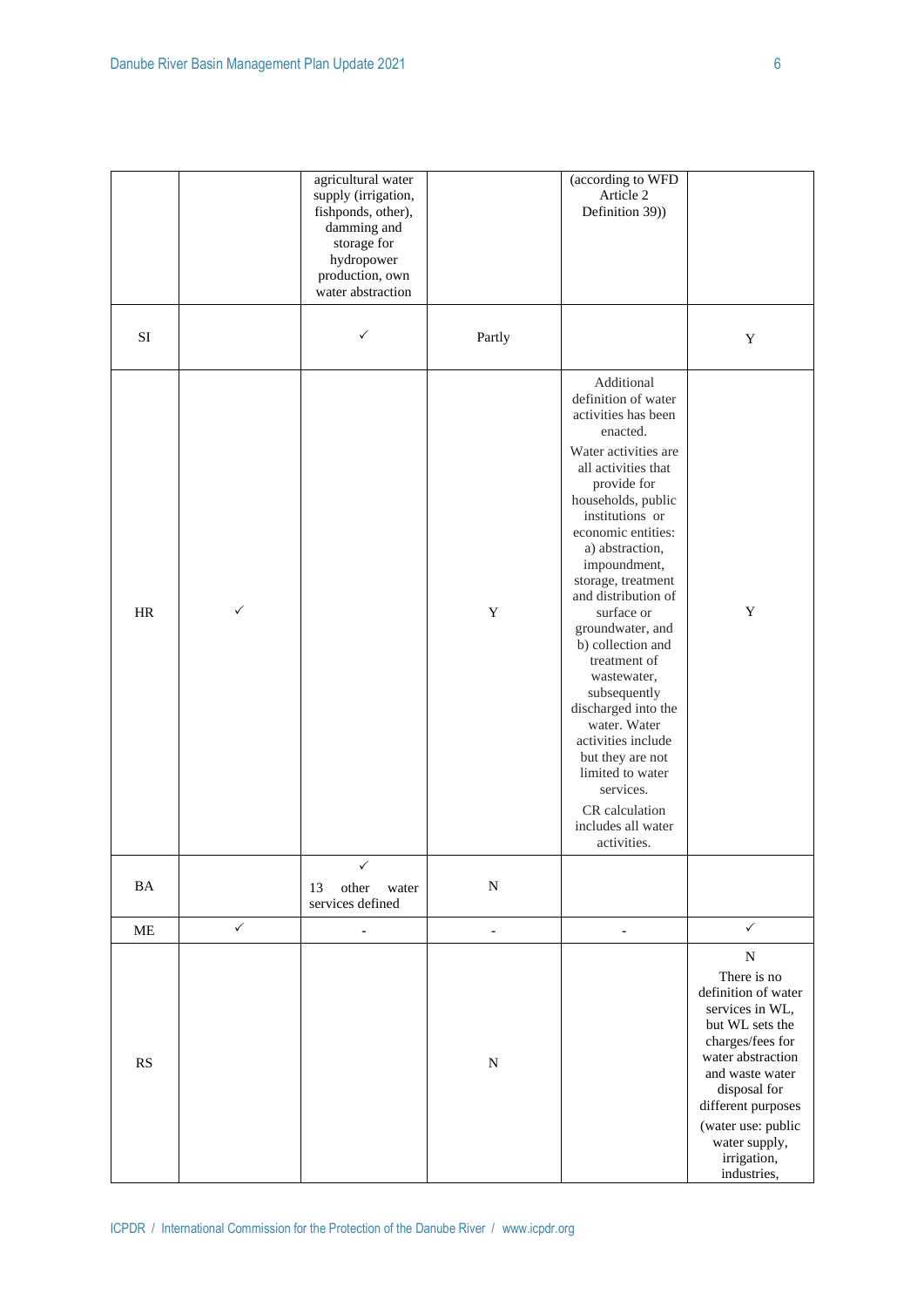|  |  |  |  |  |  |
|---|---|---|---|---|---|
|  |  | agricultural water supply (irrigation, fishponds, other), damming and storage for hydropower production, own water abstraction |  | (according to WFD Article 2 Definition 39)) |  |
| SI |  | ✓ | Partly |  | Y |
| HR | ✓ |  | Y | Additional definition of water activities has been enacted. Water activities are all activities that provide for households, public institutions or economic entities: a) abstraction, impoundment, storage, treatment and distribution of surface or groundwater, and b) collection and treatment of wastewater, subsequently discharged into the water. Water activities include but they are not limited to water services. CR calculation includes all water activities. | Y |
| BA |  | ✓ 13 other water services defined | N |  |  |
| ME | ✓ | - | - | - | ✓ |
| RS |  |  | N |  | N There is no definition of water services in WL, but WL sets the charges/fees for water abstraction and waste water disposal for different purposes (water use: public water supply, irrigation, industries, |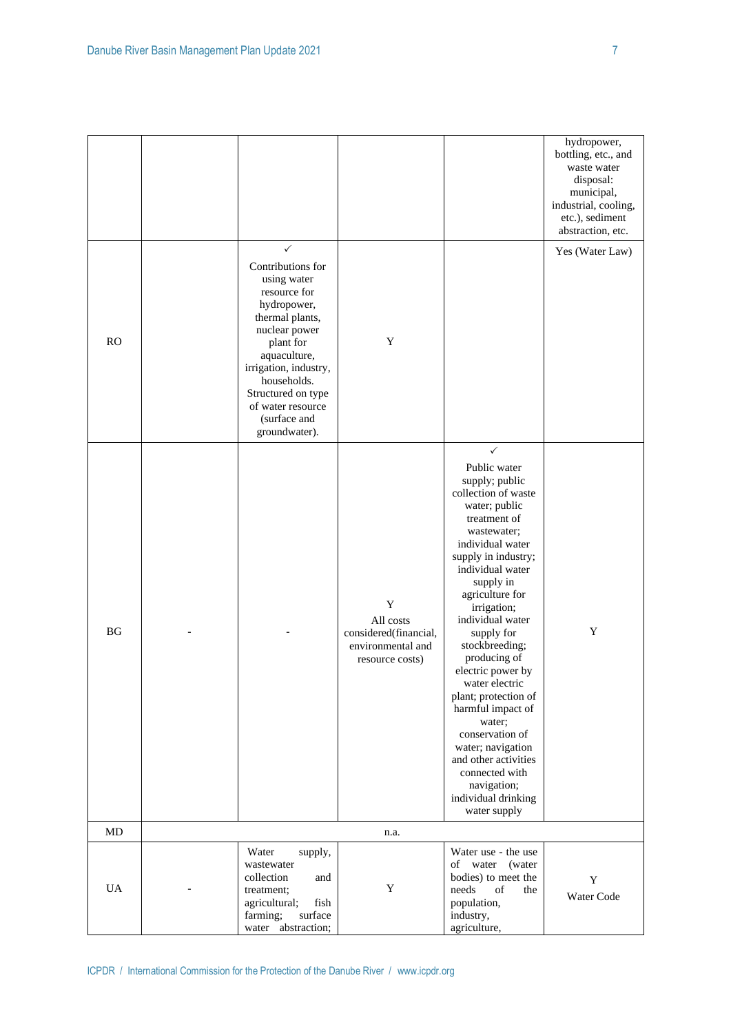| | | | | | |
|---|---|---|---|---|---|
| | | | | | hydropower, bottling, etc., and waste water disposal: municipal, industrial, cooling, etc.), sediment abstraction, etc. |
| RO | | ✓ Contributions for using water resource for hydropower, thermal plants, nuclear power plant for aquaculture, irrigation, industry, households. Structured on type of water resource (surface and groundwater). | Y | | Yes (Water Law) |
| BG | - | - | Y All costs considered(financial, environmental and resource costs) | ✓ Public water supply; public collection of waste water; public treatment of wastewater; individual water supply in industry; individual water supply in agriculture for irrigation; individual water supply for stockbreeding; producing of electric power by water electric plant; protection of harmful impact of water; conservation of water; navigation and other activities connected with navigation; individual drinking water supply | Y |
| MD | n.a. | | | | |
| UA | - | Water supply, wastewater collection and treatment; agricultural; fish farming; surface water abstraction; | Y | Water use - the use of water (water bodies) to meet the needs of the population, industry, agriculture, | Y Water Code |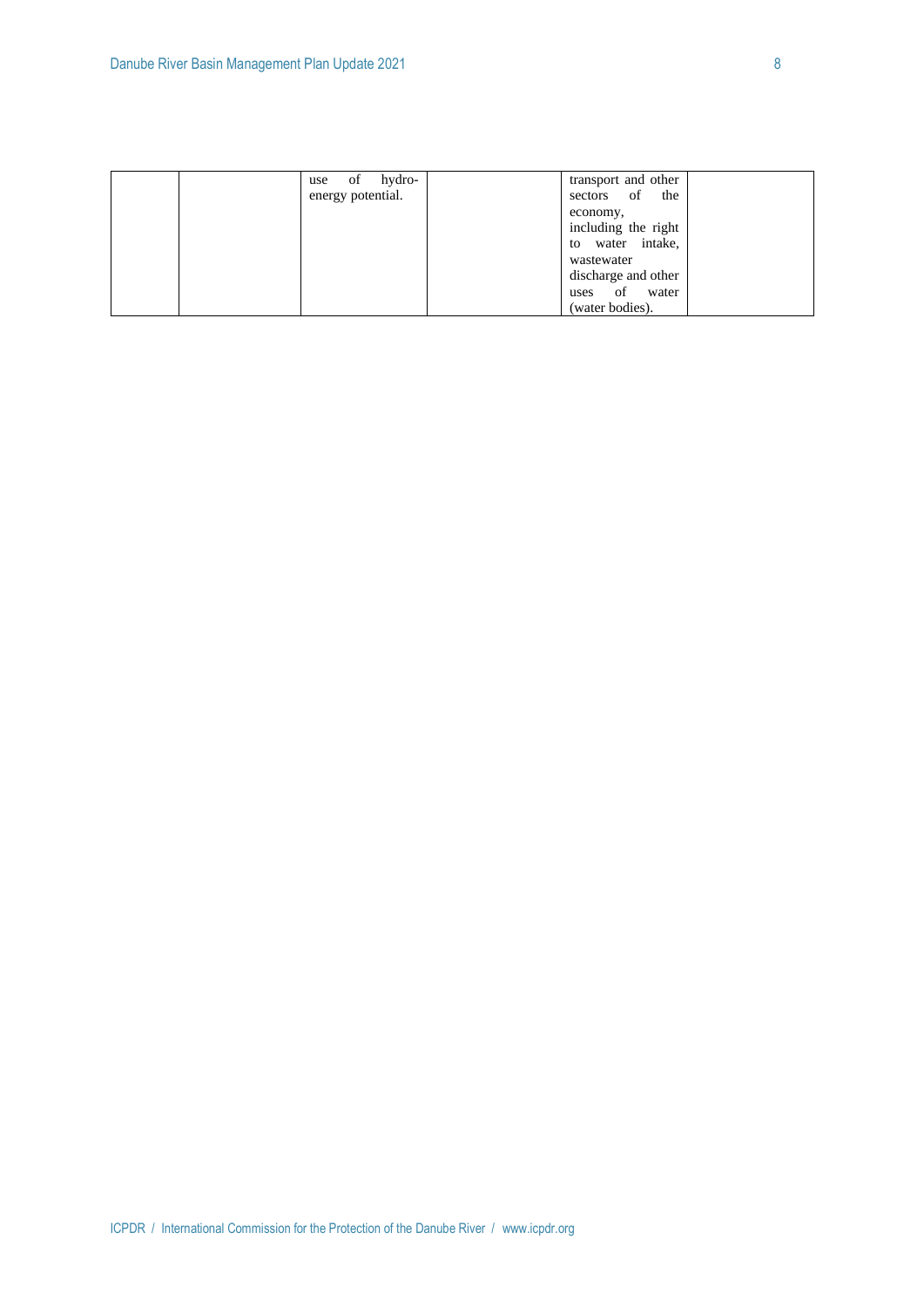|  |  |  |  |  |  |
| --- | --- | --- | --- | --- | --- |
|  |  | use of hydro-energy potential. |  | transport and other sectors of the economy, including the right to water intake, wastewater discharge and other uses of water (water bodies). |  |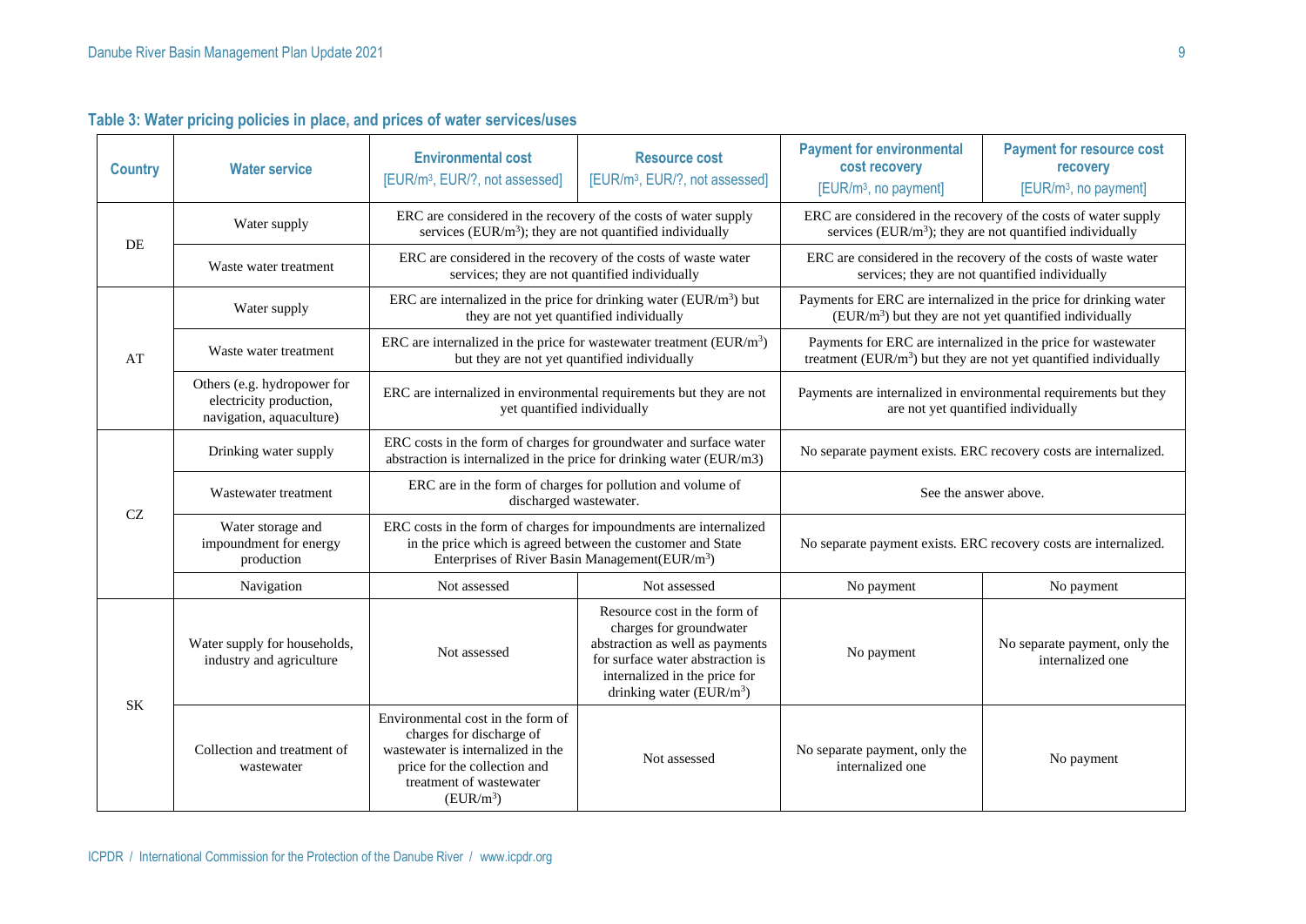**Table 3: Water pricing policies in place, and prices of water services/uses**

| Country | Water service | Environmental cost [EUR/m³, EUR/?, not assessed] | Resource cost [EUR/m³, EUR/?, not assessed] | Payment for environmental cost recovery [EUR/m³, no payment] | Payment for resource cost recovery [EUR/m³, no payment] |
|---|---|---|---|---|---|
| DE | Water supply | ERC are considered in the recovery of the costs of water supply services (EUR/m³); they are not quantified individually | | ERC are considered in the recovery of the costs of water supply services (EUR/m³); they are not quantified individually | |
| | Waste water treatment | ERC are considered in the recovery of the costs of waste water services; they are not quantified individually | | ERC are considered in the recovery of the costs of waste water services; they are not quantified individually | |
| AT | Water supply | ERC are internalized in the price for drinking water (EUR/m³) but they are not yet quantified individually | | Payments for ERC are internalized in the price for drinking water (EUR/m³) but they are not yet quantified individually | |
| | Waste water treatment | ERC are internalized in the price for wastewater treatment (EUR/m³) but they are not yet quantified individually | | Payments for ERC are internalized in the price for wastewater treatment (EUR/m³) but they are not yet quantified individually | |
| | Others (e.g. hydropower for electricity production, navigation, aquaculture) | ERC are internalized in environmental requirements but they are not yet quantified individually | | Payments are internalized in environmental requirements but they are not yet quantified individually | |
| CZ | Drinking water supply | ERC costs in the form of charges for groundwater and surface water abstraction is internalized in the price for drinking water (EUR/m3) | | No separate payment exists. ERC recovery costs are internalized. | |
| | Wastewater treatment | ERC are in the form of charges for pollution and volume of discharged wastewater. | | See the answer above. | |
| | Water storage and impoundment for energy production | ERC costs in the form of charges for impoundments are internalized in the price which is agreed between the customer and State Enterprises of River Basin Management(EUR/m³) | | No separate payment exists. ERC recovery costs are internalized. | |
| | Navigation | Not assessed | Not assessed | No payment | No payment |
| SK | Water supply for households, industry and agriculture | Not assessed | Resource cost in the form of charges for groundwater abstraction as well as payments for surface water abstraction is internalized in the price for drinking water (EUR/m³) | No payment | No separate payment, only the internalized one |
| | Collection and treatment of wastewater | Environmental cost in the form of charges for discharge of wastewater is internalized in the price for the collection and treatment of wastewater (EUR/m³) | Not assessed | No separate payment, only the internalized one | No payment |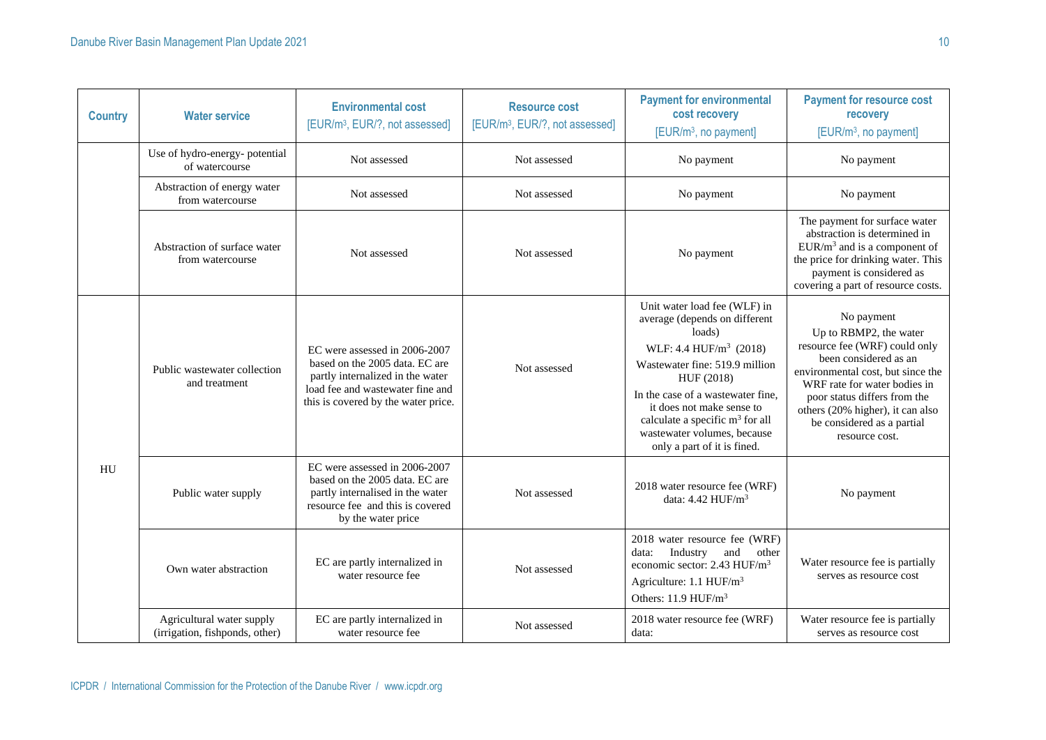| Country | Water service | Environmental cost [EUR/m³, EUR/?, not assessed] | Resource cost [EUR/m³, EUR/?, not assessed] | Payment for environmental cost recovery [EUR/m³, no payment] | Payment for resource cost recovery [EUR/m³, no payment] |
|---|---|---|---|---|---|
| | Use of hydro-energy- potential of watercourse | Not assessed | Not assessed | No payment | No payment |
| | Abstraction of energy water from watercourse | Not assessed | Not assessed | No payment | No payment |
| | Abstraction of surface water from watercourse | Not assessed | Not assessed | No payment | The payment for surface water abstraction is determined in EUR/m³ and is a component of the price for drinking water. This payment is considered as covering a part of resource costs. |
| HU | Public wastewater collection and treatment | EC were assessed in 2006-2007 based on the 2005 data. EC are partly internalized in the water load fee and wastewater fine and this is covered by the water price. | Not assessed | Unit water load fee (WLF) in average (depends on different loads)<br>WLF: 4.4 HUF/m³ (2018)<br>Wastewater fine: 519.9 million HUF (2018)<br>In the case of a wastewater fine, it does not make sense to calculate a specific m³ for all wastewater volumes, because only a part of it is fined. | No payment<br>Up to RBMP2, the water resource fee (WRF) could only been considered as an environmental cost, but since the WRF rate for water bodies in poor status differs from the others (20% higher), it can also be considered as a partial resource cost. |
| | Public water supply | EC were assessed in 2006-2007 based on the 2005 data. EC are partly internalised in the water resource fee and this is covered by the water price | Not assessed | 2018 water resource fee (WRF) data: 4.42 HUF/m³ | No payment |
| | Own water abstraction | EC are partly internalized in water resource fee | Not assessed | 2018 water resource fee (WRF) data: Industry and other economic sector: 2.43 HUF/m³<br>Agriculture: 1.1 HUF/m³<br>Others: 11.9 HUF/m³ | Water resource fee is partially serves as resource cost |
| | Agricultural water supply (irrigation, fishponds, other) | EC are partly internalized in water resource fee | Not assessed | 2018 water resource fee (WRF) data: | Water resource fee is partially serves as resource cost |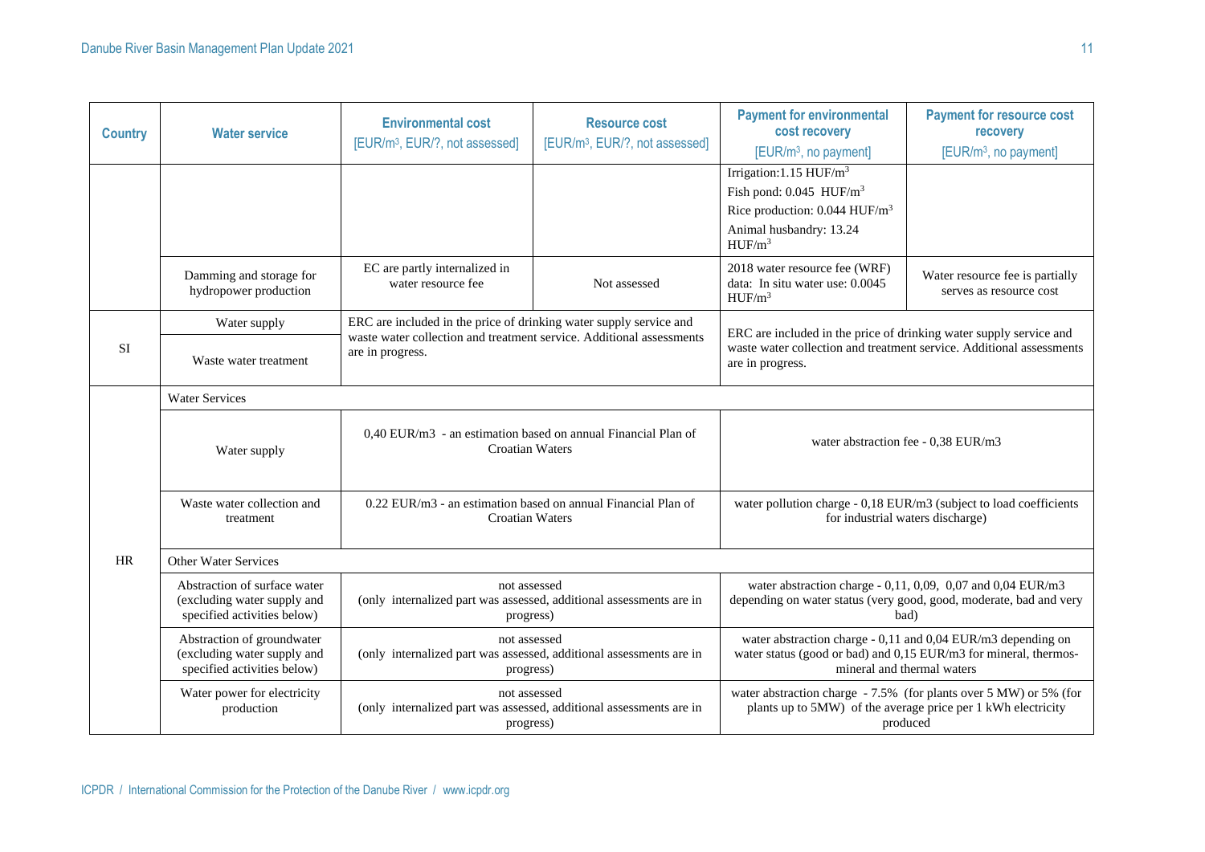| Country | Water service | Environmental cost [EUR/m³, EUR/?, not assessed] | Resource cost [EUR/m³, EUR/?, not assessed] | Payment for environmental cost recovery [EUR/m³, no payment] | Payment for resource cost recovery [EUR/m³, no payment] |
|---|---|---|---|---|---|
| | | | | Irrigation:1.15 HUF/m³<br>Fish pond: 0.045 HUF/m³<br>Rice production: 0.044 HUF/m³<br>Animal husbandry: 13.24 HUF/m³ | |
| | Damming and storage for hydropower production | EC are partly internalized in water resource fee | Not assessed | 2018 water resource fee (WRF) data: In situ water use: 0.0045 HUF/m³ | Water resource fee is partially serves as resource cost |
| SI | Water supply | ERC are included in the price of drinking water supply service and waste water collection and treatment service. Additional assessments are in progress. | | ERC are included in the price of drinking water supply service and waste water collection and treatment service. Additional assessments are in progress. | |
| | Waste water treatment | | | | |
| HR | Water Services | | | | |
| | Water supply | 0,40 EUR/m3 - an estimation based on annual Financial Plan of Croatian Waters | | water abstraction fee - 0,38 EUR/m3 | |
| | Waste water collection and treatment | 0.22 EUR/m3 - an estimation based on annual Financial Plan of Croatian Waters | | water pollution charge - 0,18 EUR/m3 (subject to load coefficients for industrial waters discharge) | |
| | Other Water Services | | | | |
| | Abstraction of surface water (excluding water supply and specified activities below) | not assessed (only internalized part was assessed, additional assessments are in progress) | | water abstraction charge - 0,11, 0,09, 0,07 and 0,04 EUR/m3 depending on water status (very good, good, moderate, bad and very bad) | |
| | Abstraction of groundwater (excluding water supply and specified activities below) | not assessed (only internalized part was assessed, additional assessments are in progress) | | water abstraction charge - 0,11 and 0,04 EUR/m3 depending on water status (good or bad) and 0,15 EUR/m3 for mineral, thermos-mineral and thermal waters | |
| | Water power for electricity production | not assessed (only internalized part was assessed, additional assessments are in progress) | | water abstraction charge - 7.5% (for plants over 5 MW) or 5% (for plants up to 5MW) of the average price per 1 kWh electricity produced | |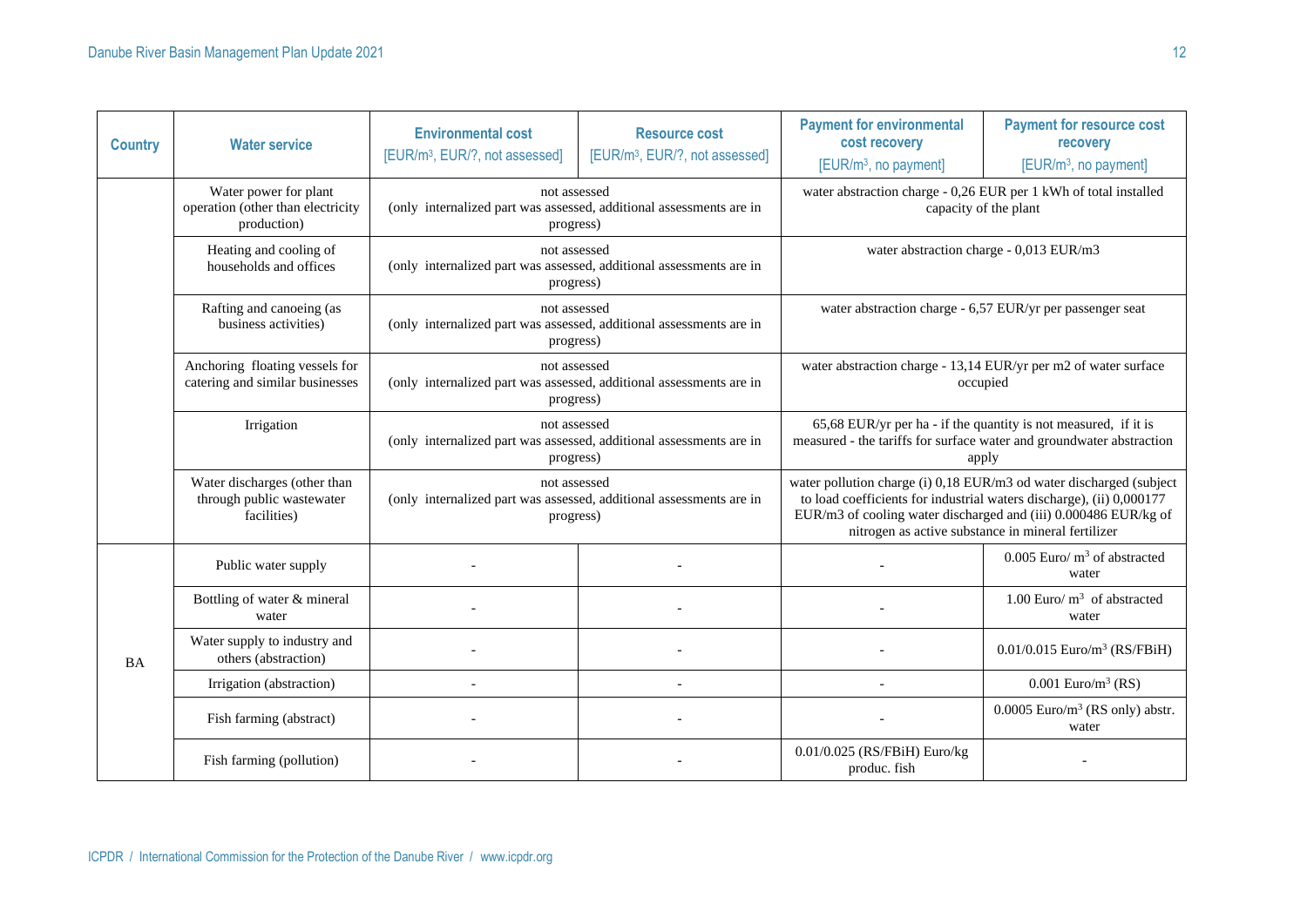| Country | Water service | Environmental cost [EUR/m³, EUR/?, not assessed] | Resource cost [EUR/m³, EUR/?, not assessed] | Payment for environmental cost recovery [EUR/m³, no payment] | Payment for resource cost recovery [EUR/m³, no payment] |
|---|---|---|---|---|---|
| | Water power for plant operation (other than electricity production) | not assessed (only internalized part was assessed, additional assessments are in progress) | | water abstraction charge - 0,26 EUR per 1 kWh of total installed capacity of the plant | |
| | Heating and cooling of households and offices | not assessed (only internalized part was assessed, additional assessments are in progress) | | water abstraction charge - 0,013 EUR/m3 | |
| | Rafting and canoeing (as business activities) | not assessed (only internalized part was assessed, additional assessments are in progress) | | water abstraction charge - 6,57 EUR/yr per passenger seat | |
| | Anchoring floating vessels for catering and similar businesses | not assessed (only internalized part was assessed, additional assessments are in progress) | | water abstraction charge - 13,14 EUR/yr per m2 of water surface occupied | |
| | Irrigation | not assessed (only internalized part was assessed, additional assessments are in progress) | | 65,68 EUR/yr per ha - if the quantity is not measured, if it is measured - the tariffs for surface water and groundwater abstraction apply | |
| | Water discharges (other than through public wastewater facilities) | not assessed (only internalized part was assessed, additional assessments are in progress) | | water pollution charge (i) 0,18 EUR/m3 od water discharged (subject to load coefficients for industrial waters discharge), (ii) 0,000177 EUR/m3 of cooling water discharged and (iii) 0.000486 EUR/kg of nitrogen as active substance in mineral fertilizer | |
| BA | Public water supply | - | - | - | 0.005 Euro/ m³ of abstracted water |
| | Bottling of water & mineral water | - | - | - | 1.00 Euro/ m³ of abstracted water |
| | Water supply to industry and others (abstraction) | - | - | - | 0.01/0.015 Euro/m³ (RS/FBiH) |
| | Irrigation (abstraction) | - | - | - | 0.001 Euro/m³ (RS) |
| | Fish farming (abstract) | - | - | - | 0.0005 Euro/m³ (RS only) abstr. water |
| | Fish farming (pollution) | - | - | 0.01/0.025 (RS/FBiH) Euro/kg produc. fish | - |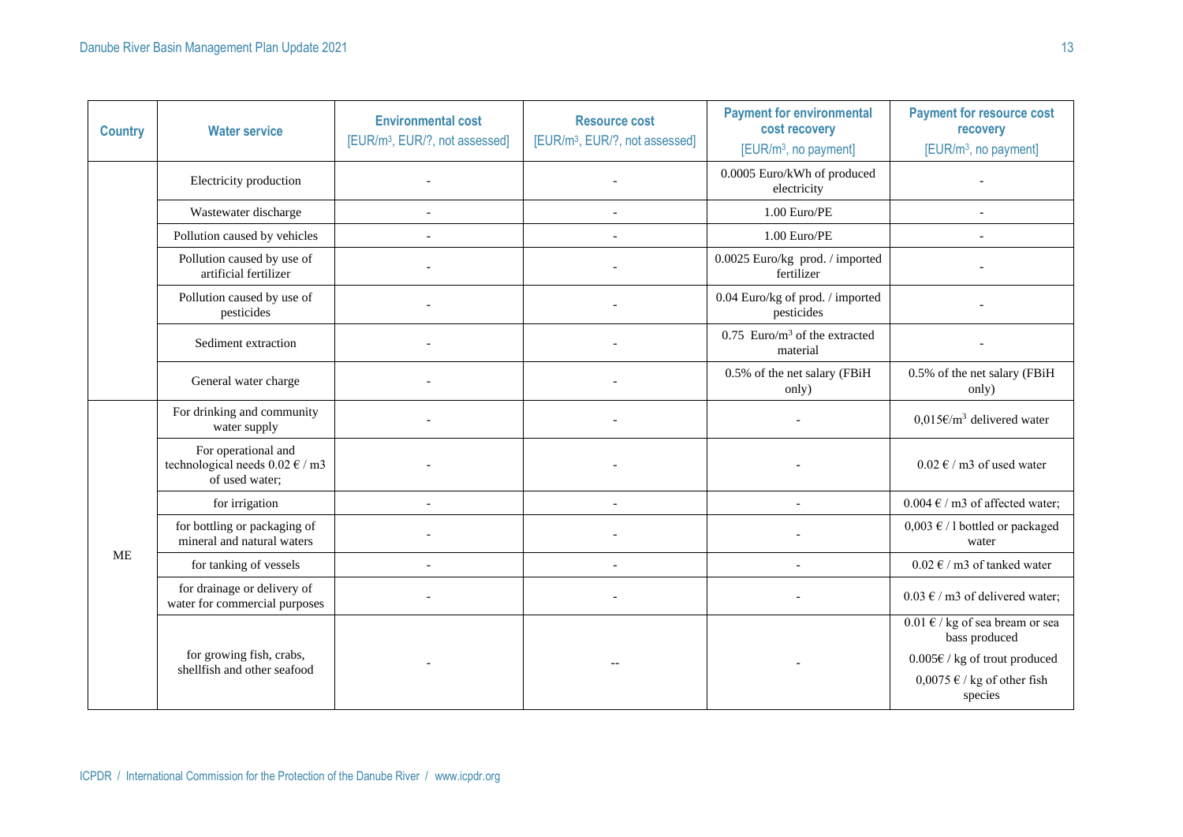| Country | Water service | Environmental cost [EUR/m³, EUR/?, not assessed] | Resource cost [EUR/m³, EUR/?, not assessed] | Payment for environmental cost recovery [EUR/m³, no payment] | Payment for resource cost recovery [EUR/m³, no payment] |
|---|---|---|---|---|---|
| | Electricity production | - | - | 0.0005 Euro/kWh of produced electricity | - |
| | Wastewater discharge | - | - | 1.00 Euro/PE | - |
| | Pollution caused by vehicles | - | - | 1.00 Euro/PE | - |
| | Pollution caused by use of artificial fertilizer | - | - | 0.0025 Euro/kg prod. / imported fertilizer | - |
| | Pollution caused by use of pesticides | - | - | 0.04 Euro/kg of prod. / imported pesticides | - |
| | Sediment extraction | - | - | 0.75 Euro/m³ of the extracted material | - |
| | General water charge | - | - | 0.5% of the net salary (FBiH only) | 0.5% of the net salary (FBiH only) |
| ME | For drinking and community water supply | - | - | - | 0,015€/m³ delivered water |
| | For operational and technological needs 0.02 € / m3 of used water; | - | - | - | 0.02 € / m3 of used water |
| | for irrigation | - | - | - | 0.004 € / m3 of affected water; |
| | for bottling or packaging of mineral and natural waters | - | - | - | 0,003 € / l bottled or packaged water |
| | for tanking of vessels | - | - | - | 0.02 € / m3 of tanked water |
| | for drainage or delivery of water for commercial purposes | - | - | - | 0.03 € / m3 of delivered water; |
| | for growing fish, crabs, shellfish and other seafood | - | -- | - | 0.01 € / kg of sea bream or sea bass produced<br>0.005€ / kg of trout produced<br>0,0075 € / kg of other fish species |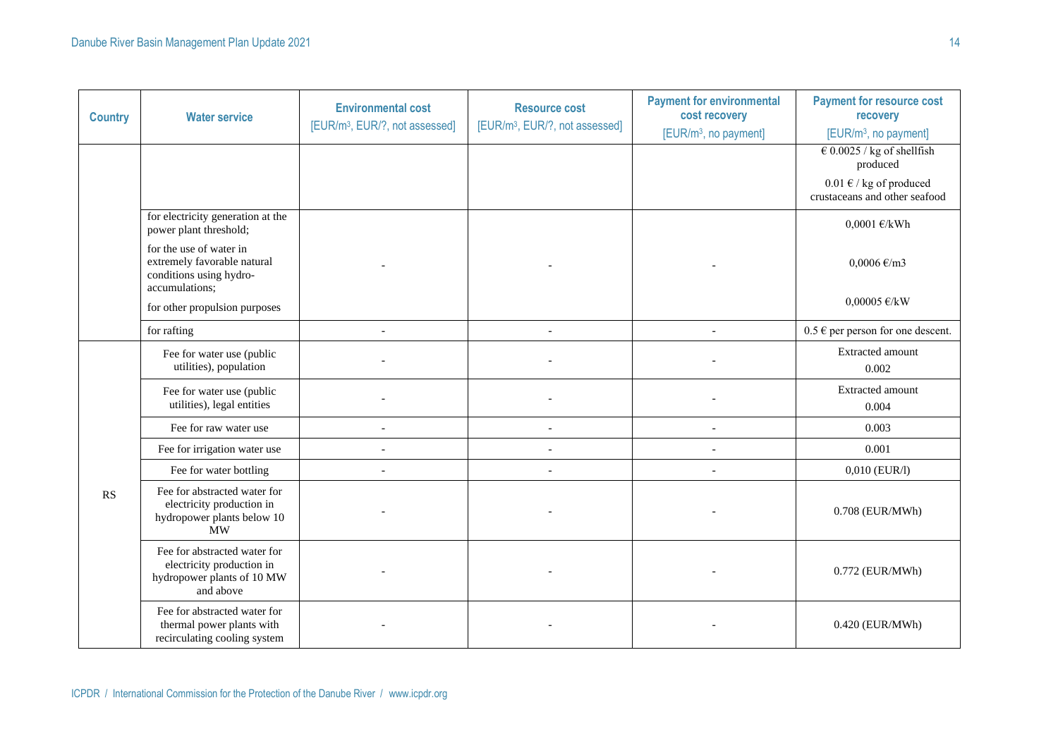| Country | Water service | Environmental cost [EUR/m³, EUR/?, not assessed] | Resource cost [EUR/m³, EUR/?, not assessed] | Payment for environmental cost recovery [EUR/m³, no payment] | Payment for resource cost recovery [EUR/m³, no payment] |
|---|---|---|---|---|---|
| | | | | | € 0.0025 / kg of shellfish produced<br>0.01 € / kg of produced crustaceans and other seafood |
| | for electricity generation at the power plant threshold;<br>for the use of water in extremely favorable natural conditions using hydro-accumulations;<br>for other propulsion purposes | - | - | - | 0,0001 €/kWh<br>0,0006 €/m3<br>0,00005 €/kW |
| | for rafting | - | - | - | 0.5 € per person for one descent. |
| RS | Fee for water use (public utilities), population | - | - | - | Extracted amount 0.002 |
| | Fee for water use (public utilities), legal entities | - | - | - | Extracted amount 0.004 |
| | Fee for raw water use | - | - | - | 0.003 |
| | Fee for irrigation water use | - | - | - | 0.001 |
| | Fee for water bottling | - | - | - | 0,010 (EUR/l) |
| | Fee for abstracted water for electricity production in hydropower plants below 10 MW | - | - | - | 0.708 (EUR/MWh) |
| | Fee for abstracted water for electricity production in hydropower plants of 10 MW and above | - | - | - | 0.772 (EUR/MWh) |
| | Fee for abstracted water for thermal power plants with recirculating cooling system | - | - | - | 0.420 (EUR/MWh) |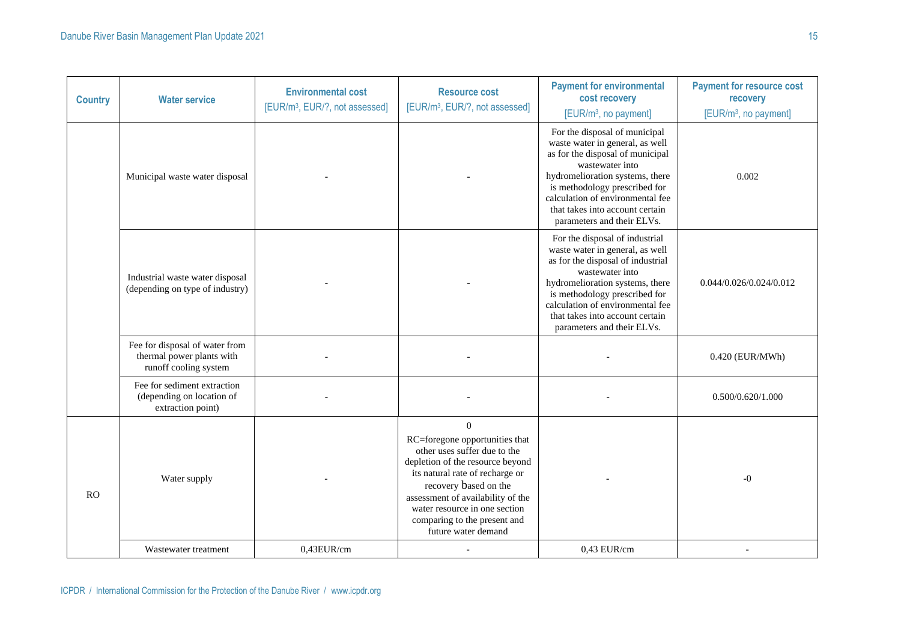| Country | Water service | Environmental cost [EUR/m³, EUR/?, not assessed] | Resource cost [EUR/m³, EUR/?, not assessed] | Payment for environmental cost recovery [EUR/m³, no payment] | Payment for resource cost recovery [EUR/m³, no payment] |
|---|---|---|---|---|---|
| | Municipal waste water disposal | - | - | For the disposal of municipal waste water in general, as well as for the disposal of municipal wastewater into hydromelioration systems, there is methodology prescribed for calculation of environmental fee that takes into account certain parameters and their ELVs. | 0.002 |
| | Industrial waste water disposal (depending on type of industry) | - | - | For the disposal of industrial waste water in general, as well as for the disposal of industrial wastewater into hydromelioration systems, there is methodology prescribed for calculation of environmental fee that takes into account certain parameters and their ELVs. | 0.044/0.026/0.024/0.012 |
| | Fee for disposal of water from thermal power plants with runoff cooling system | - | - | - | 0.420 (EUR/MWh) |
| | Fee for sediment extraction (depending on location of extraction point) | - | - | - | 0.500/0.620/1.000 |
| RO | Water supply | - | 0 RC=foregone opportunities that other uses suffer due to the depletion of the resource beyond its natural rate of recharge or recovery based on the assessment of availability of the water resource in one section comparing to the present and future water demand | - | -0 |
| | Wastewater treatment | 0,43EUR/cm | - | 0,43 EUR/cm | - |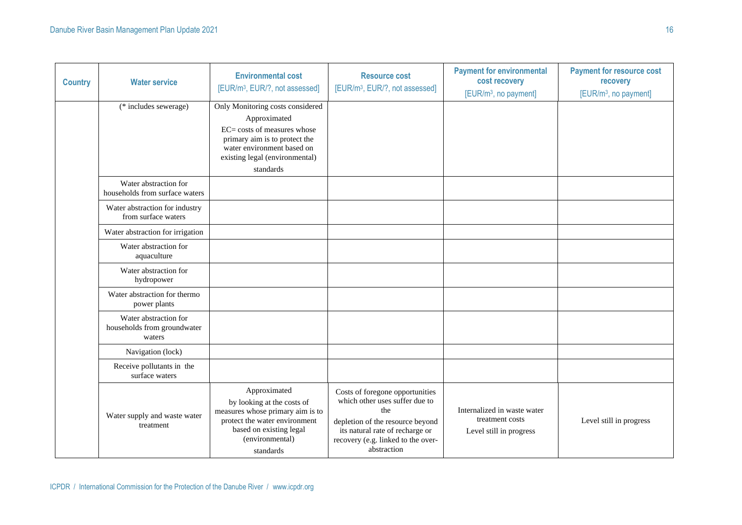| Country | Water service | Environmental cost [EUR/m$^3$, EUR/?, not assessed] | Resource cost [EUR/m$^3$, EUR/?, not assessed] | Payment for environmental cost recovery [EUR/m$^3$, no payment] | Payment for resource cost recovery [EUR/m$^3$, no payment] |
|---|---|---|---|---|---|
| | (* includes sewerage) | Only Monitoring costs considered Approximated EC= costs of measures whose primary aim is to protect the water environment based on existing legal (environmental) standards | | | |
| | Water abstraction for households from surface waters | | | | |
| | Water abstraction for industry from surface waters | | | | |
| | Water abstraction for irrigation | | | | |
| | Water abstraction for aquaculture | | | | |
| | Water abstraction for hydropower | | | | |
| | Water abstraction for thermo power plants | | | | |
| | Water abstraction for households from groundwater waters | | | | |
| | Navigation (lock) | | | | |
| | Receive pollutants in the surface waters | | | | |
| | Water supply and waste water treatment | Approximated by looking at the costs of measures whose primary aim is to protect the water environment based on existing legal (environmental) standards | Costs of foregone opportunities which other uses suffer due to the depletion of the resource beyond its natural rate of recharge or recovery (e.g. linked to the over-abstraction | Internalized in waste water treatment costs Level still in progress | Level still in progress |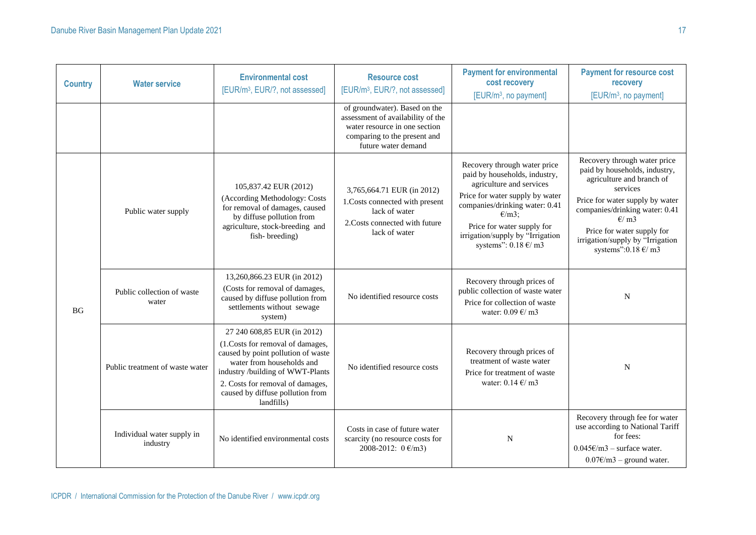| Country | Water service | Environmental cost [EUR/m³, EUR/?, not assessed] | Resource cost [EUR/m³, EUR/?, not assessed] | Payment for environmental cost recovery [EUR/m³, no payment] | Payment for resource cost recovery [EUR/m³, no payment] |
|---|---|---|---|---|---|
| | | | of groundwater). Based on the assessment of availability of the water resource in one section comparing to the present and future water demand | | |
| BG | Public water supply | 105,837.42 EUR (2012) (According Methodology: Costs for removal of damages, caused by diffuse pollution from agriculture, stock-breeding and fish- breeding) | 3,765,664.71 EUR (in 2012) 1.Costs connected with present lack of water 2.Costs connected with future lack of water | Recovery through water price paid by households, industry, agriculture and services Price for water supply by water companies/drinking water: 0.41 €/m3; Price for water supply for irrigation/supply by "Irrigation systems": 0.18 €/ m3 | Recovery through water price paid by households, industry, agriculture and branch of services Price for water supply by water companies/drinking water: 0.41 €/ m3 Price for water supply for irrigation/supply by "Irrigation systems":0.18 €/ m3 |
| | Public collection of waste water | 13,260,866.23 EUR (in 2012) (Costs for removal of damages, caused by diffuse pollution from settlements without sewage system) | No identified resource costs | Recovery through prices of public collection of waste water Price for collection of waste water: 0.09 €/ m3 | N |
| | Public treatment of waste water | 27 240 608,85 EUR (in 2012) (1.Costs for removal of damages, caused by point pollution of waste water from households and industry /building of WWT-Plants 2. Costs for removal of damages, caused by diffuse pollution from landfills) | No identified resource costs | Recovery through prices of treatment of waste water Price for treatment of waste water: 0.14 €/ m3 | N |
| | Individual water supply in industry | No identified environmental costs | Costs in case of future water scarcity (no resource costs for 2008-2012: 0 €/m3) | N | Recovery through fee for water use according to National Tariff for fees: 0.045€/m3 – surface water. 0.07€/m3 – ground water. |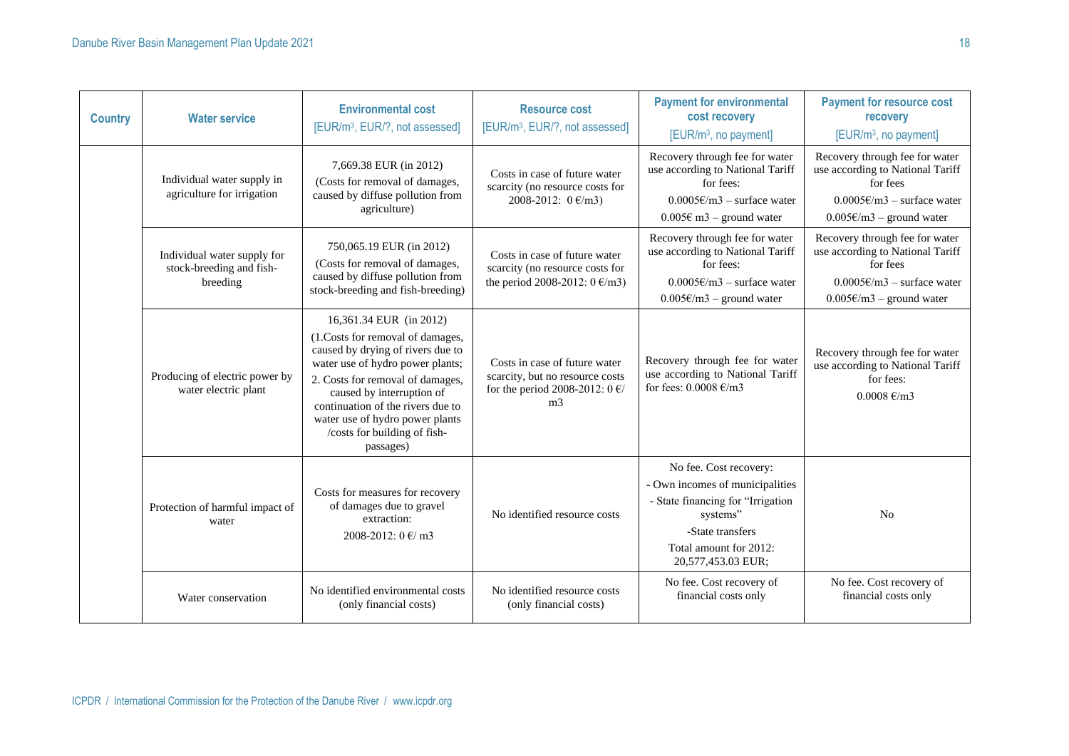| Country | Water service | Environmental cost [EUR/m³, EUR/?, not assessed] | Resource cost [EUR/m³, EUR/?, not assessed] | Payment for environmental cost recovery [EUR/m³, no payment] | Payment for resource cost recovery [EUR/m³, no payment] |
|---|---|---|---|---|---|
| | Individual water supply in agriculture for irrigation | 7,669.38 EUR (in 2012) (Costs for removal of damages, caused by diffuse pollution from agriculture) | Costs in case of future water scarcity (no resource costs for 2008-2012: 0 €/m3) | Recovery through fee for water use according to National Tariff for fees: 0.0005€/m3 – surface water 0.005€ m3 – ground water | Recovery through fee for water use according to National Tariff for fees 0.0005€/m3 – surface water 0.005€/m3 – ground water |
| | Individual water supply for stock-breeding and fish-breeding | 750,065.19 EUR (in 2012) (Costs for removal of damages, caused by diffuse pollution from stock-breeding and fish-breeding) | Costs in case of future water scarcity (no resource costs for the period 2008-2012: 0 €/m3) | Recovery through fee for water use according to National Tariff for fees: 0.0005€/m3 – surface water 0.005€/m3 – ground water | Recovery through fee for water use according to National Tariff for fees 0.0005€/m3 – surface water 0.005€/m3 – ground water |
| | Producing of electric power by water electric plant | 16,361.34 EUR (in 2012) (1.Costs for removal of damages, caused by drying of rivers due to water use of hydro power plants; 2. Costs for removal of damages, caused by interruption of continuation of the rivers due to water use of hydro power plants /costs for building of fish-passages) | Costs in case of future water scarcity, but no resource costs for the period 2008-2012: 0 €/ m3 | Recovery through fee for water use according to National Tariff for fees: 0.0008 €/m3 | Recovery through fee for water use according to National Tariff for fees: 0.0008 €/m3 |
| | Protection of harmful impact of water | Costs for measures for recovery of damages due to gravel extraction: 2008-2012: 0 €/ m3 | No identified resource costs | No fee. Cost recovery: - Own incomes of municipalities - State financing for "Irrigation systems" -State transfers Total amount for 2012: 20,577,453.03 EUR; | No |
| | Water conservation | No identified environmental costs (only financial costs) | No identified resource costs (only financial costs) | No fee. Cost recovery of financial costs only | No fee. Cost recovery of financial costs only |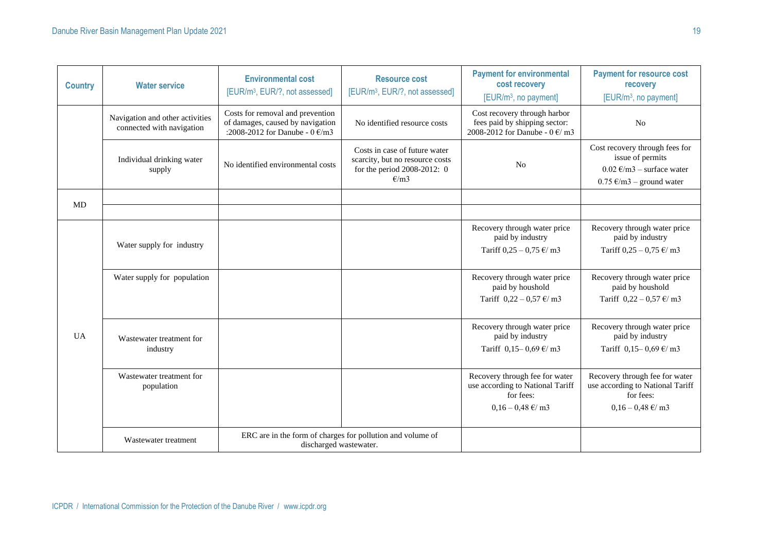| Country | Water service | Environmental cost [EUR/m³, EUR/?, not assessed] | Resource cost [EUR/m³, EUR/?, not assessed] | Payment for environmental cost recovery [EUR/m³, no payment] | Payment for resource cost recovery [EUR/m³, no payment] |
|---|---|---|---|---|---|
| | Navigation and other activities connected with navigation | Costs for removal and prevention of damages, caused by navigation :2008-2012 for Danube - 0 €/m3 | No identified resource costs | Cost recovery through harbor fees paid by shipping sector: 2008-2012 for Danube - 0 €/ m3 | No |
| | Individual drinking water supply | No identified environmental costs | Costs in case of future water scarcity, but no resource costs for the period 2008-2012: 0 €/m3 | No | Cost recovery through fees for issue of permits 0.02 €/m3 – surface water 0.75 €/m3 – ground water |
| MD | | | | | |
| | | | | | |
| UA | Water supply for industry | | | Recovery through water price paid by industry Tariff 0,25 – 0,75 €/ m3 | Recovery through water price paid by industry Tariff 0,25 – 0,75 €/ m3 |
| | Water supply for population | | | Recovery through water price paid by houshold Tariff 0,22 – 0,57 €/ m3 | Recovery through water price paid by houshold Tariff 0,22 – 0,57 €/ m3 |
| | Wastewater treatment for industry | | | Recovery through water price paid by industry Tariff 0,15– 0,69 €/ m3 | Recovery through water price paid by industry Tariff 0,15– 0,69 €/ m3 |
| | Wastewater treatment for population | | | Recovery through fee for water use according to National Tariff for fees: 0,16 – 0,48 €/ m3 | Recovery through fee for water use according to National Tariff for fees: 0,16 – 0,48 €/ m3 |
| | Wastewater treatment | ERC are in the form of charges for pollution and volume of discharged wastewater. | | | |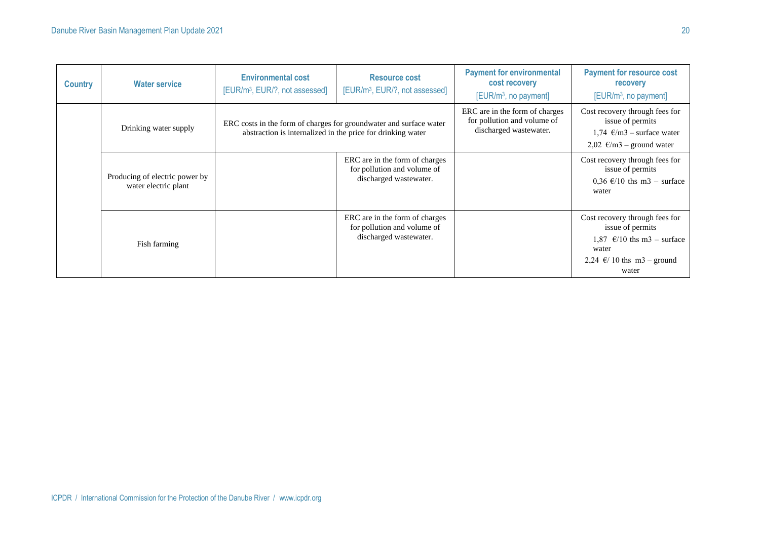| Country | Water service | Environmental cost [EUR/m³, EUR/?, not assessed] | Resource cost [EUR/m³, EUR/?, not assessed] | Payment for environmental cost recovery [EUR/m³, no payment] | Payment for resource cost recovery [EUR/m³, no payment] |
|---|---|---|---|---|---|
| | Drinking water supply | ERC costs in the form of charges for groundwater and surface water abstraction is internalized in the price for drinking water | | ERC are in the form of charges for pollution and volume of discharged wastewater. | Cost recovery through fees for issue of permits 1,74 €/m3 – surface water 2,02 €/m3 – ground water |
| | Producing of electric power by water electric plant | | ERC are in the form of charges for pollution and volume of discharged wastewater. | | Cost recovery through fees for issue of permits 0,36 €/10 ths m3 – surface water |
| | Fish farming | | ERC are in the form of charges for pollution and volume of discharged wastewater. | | Cost recovery through fees for issue of permits 1,87 €/10 ths m3 – surface water 2,24 €/ 10 ths m3 – ground water |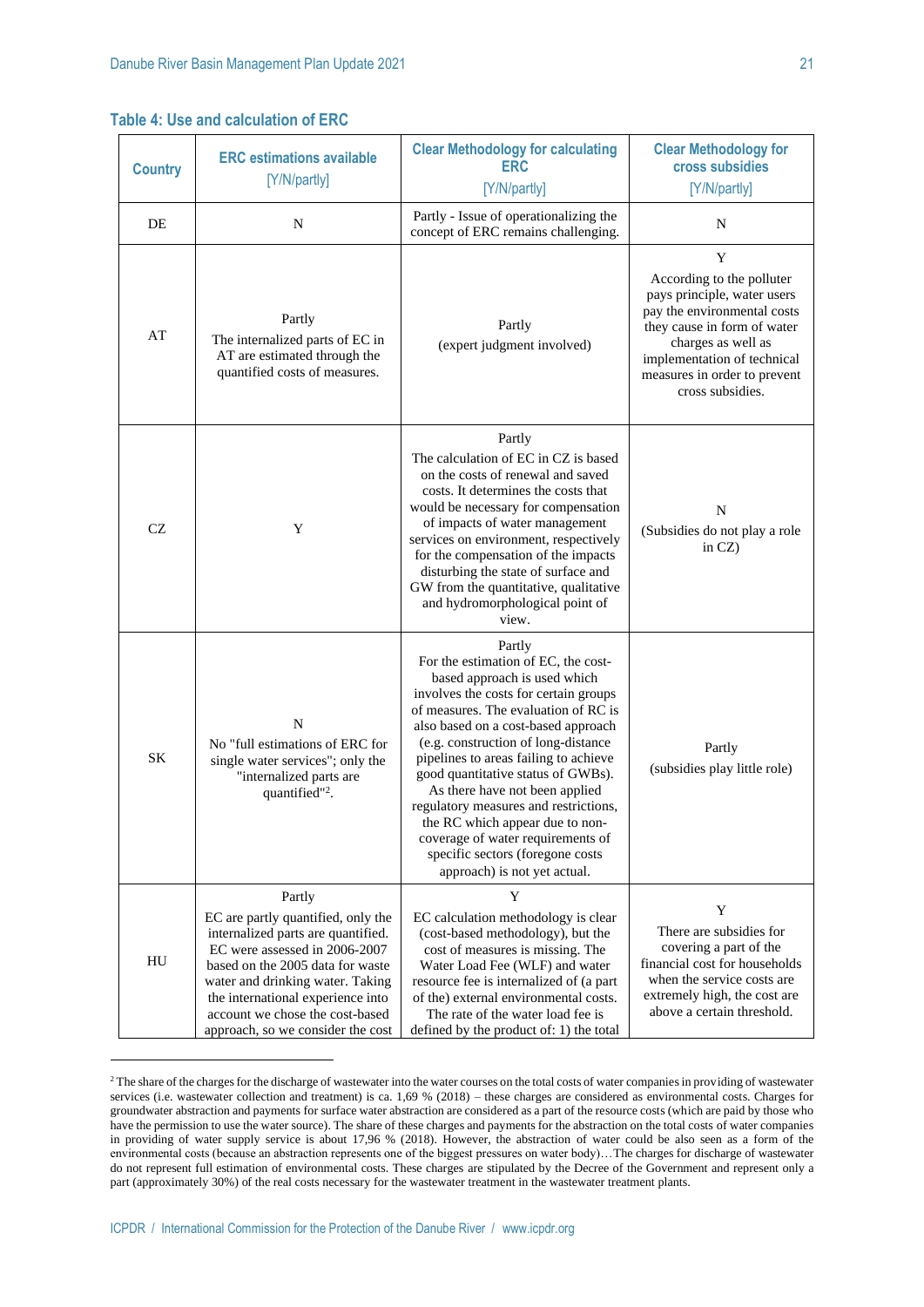### Table 4: Use and calculation of ERC

| Country | ERC estimations available [Y/N/partly] | Clear Methodology for calculating ERC [Y/N/partly] | Clear Methodology for cross subsidies [Y/N/partly] |
|---|---|---|---|
| DE | N | Partly - Issue of operationalizing the concept of ERC remains challenging. | N |
| AT | Partly<br>The internalized parts of EC in AT are estimated through the quantified costs of measures. | Partly<br>(expert judgment involved) | Y<br>According to the polluter pays principle, water users pay the environmental costs they cause in form of water charges as well as implementation of technical measures in order to prevent cross subsidies. |
| CZ | Y | Partly<br>The calculation of EC in CZ is based on the costs of renewal and saved costs. It determines the costs that would be necessary for compensation of impacts of water management services on environment, respectively for the compensation of the impacts disturbing the state of surface and GW from the quantitative, qualitative and hydromorphological point of view. | N<br>(Subsidies do not play a role in CZ) |
| SK | N<br>No "full estimations of ERC for single water services"; only the "internalized parts are quantified"[2]. | Partly<br>For the estimation of EC, the cost-based approach is used which involves the costs for certain groups of measures. The evaluation of RC is also based on a cost-based approach (e.g. construction of long-distance pipelines to areas failing to achieve good quantitative status of GWBs). As there have not been applied regulatory measures and restrictions, the RC which appear due to non-coverage of water requirements of specific sectors (foregone costs approach) is not yet actual. | Partly<br>(subsidies play little role) |
| HU | Partly<br>EC are partly quantified, only the internalized parts are quantified. EC were assessed in 2006-2007 based on the 2005 data for waste water and drinking water. Taking the international experience into account we chose the cost-based approach, so we consider the cost | Y<br>EC calculation methodology is clear (cost-based methodology), but the cost of measures is missing. The Water Load Fee (WLF) and water resource fee is internalized of (a part of the) external environmental costs. The rate of the water load fee is defined by the product of: 1) the total | Y<br>There are subsidies for covering a part of the financial cost for households when the service costs are extremely high, the cost are above a certain threshold. |

[2] The share of the charges for the discharge of wastewater into the water courses on the total costs of water companies in providing of wastewater services (i.e. wastewater collection and treatment) is ca. 1,69 % (2018) – these charges are considered as environmental costs. Charges for groundwater abstraction and payments for surface water abstraction are considered as a part of the resource costs (which are paid by those who have the permission to use the water source). The share of these charges and payments for the abstraction on the total costs of water companies in providing of water supply service is about 17,96 % (2018). However, the abstraction of water could be also seen as a form of the environmental costs (because an abstraction represents one of the biggest pressures on water body)…The charges for discharge of wastewater do not represent full estimation of environmental costs. These charges are stipulated by the Decree of the Government and represent only a part (approximately 30%) of the real costs necessary for the wastewater treatment in the wastewater treatment plants.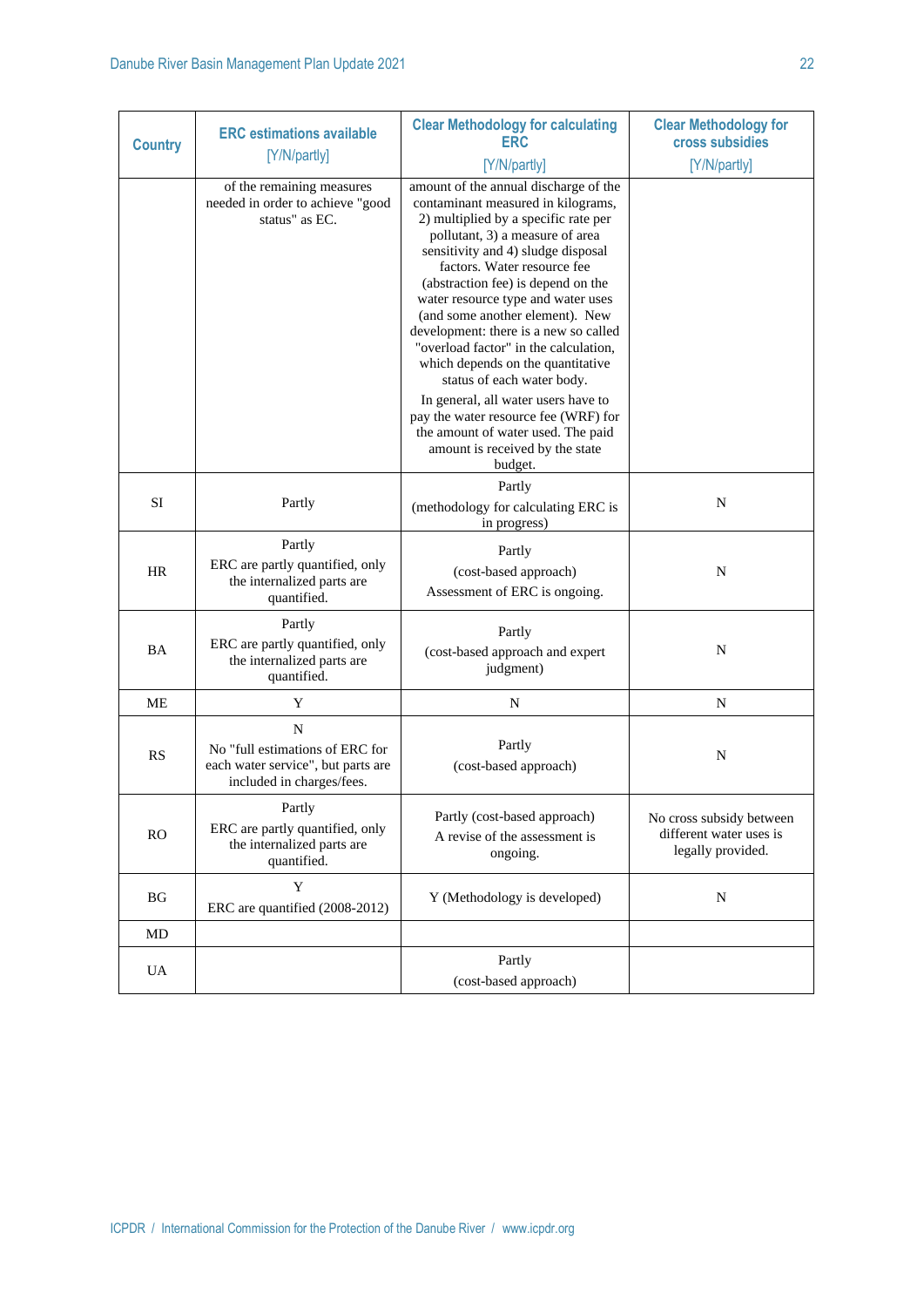| Country | ERC estimations available [Y/N/partly] | Clear Methodology for calculating ERC [Y/N/partly] | Clear Methodology for cross subsidies [Y/N/partly] |
|---|---|---|---|
| | of the remaining measures needed in order to achieve "good status" as EC. | amount of the annual discharge of the contaminant measured in kilograms, 2) multiplied by a specific rate per pollutant, 3) a measure of area sensitivity and 4) sludge disposal factors. Water resource fee (abstraction fee) is depend on the water resource type and water uses (and some another element). New development: there is a new so called "overload factor" in the calculation, which depends on the quantitative status of each water body. In general, all water users have to pay the water resource fee (WRF) for the amount of water used. The paid amount is received by the state budget. | |
| SI | Partly | Partly (methodology for calculating ERC is in progress) | N |
| HR | Partly ERC are partly quantified, only the internalized parts are quantified. | Partly (cost-based approach) Assessment of ERC is ongoing. | N |
| BA | Partly ERC are partly quantified, only the internalized parts are quantified. | Partly (cost-based approach and expert judgment) | N |
| ME | Y | N | N |
| RS | N No "full estimations of ERC for each water service", but parts are included in charges/fees. | Partly (cost-based approach) | N |
| RO | Partly ERC are partly quantified, only the internalized parts are quantified. | Partly (cost-based approach) A revise of the assessment is ongoing. | No cross subsidy between different water uses is legally provided. |
| BG | Y ERC are quantified (2008-2012) | Y (Methodology is developed) | N |
| MD | | | |
| UA | | Partly (cost-based approach) | |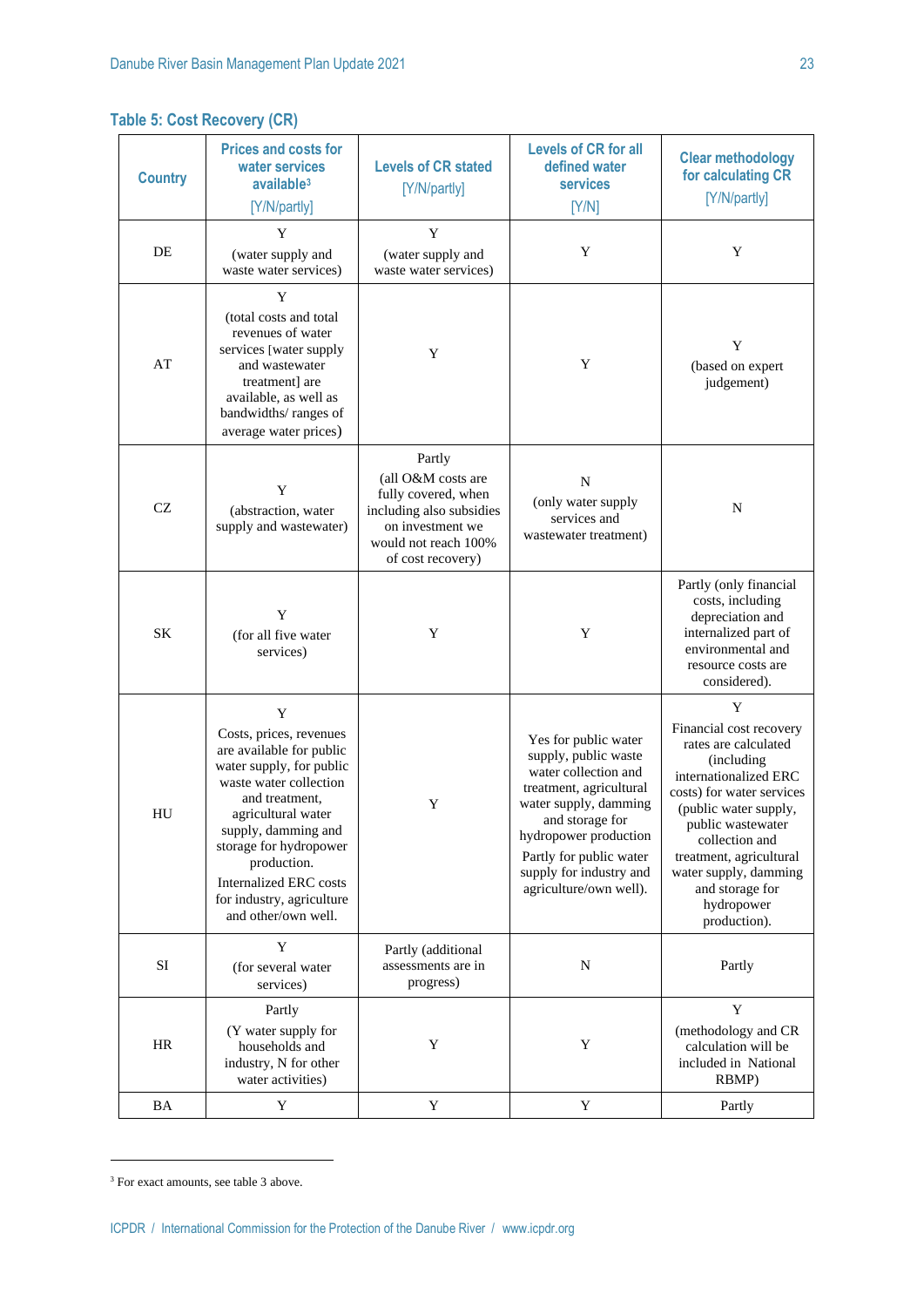### Table 5: Cost Recovery (CR)

| Country | Prices and costs for water services available[3] [Y/N/partly] | Levels of CR stated [Y/N/partly] | Levels of CR for all defined water services [Y/N] | Clear methodology for calculating CR [Y/N/partly] |
|---|---|---|---|---|
| DE | Y (water supply and waste water services) | Y (water supply and waste water services) | Y | Y |
| AT | Y (total costs and total revenues of water services [water supply and wastewater treatment] are available, as well as bandwidths/ ranges of average water prices) | Y | Y | Y (based on expert judgement) |
| CZ | Y (abstraction, water supply and wastewater) | Partly (all O&M costs are fully covered, when including also subsidies on investment we would not reach 100% of cost recovery) | N (only water supply services and wastewater treatment) | N |
| SK | Y (for all five water services) | Y | Y | Partly (only financial costs, including depreciation and internalized part of environmental and resource costs are considered). |
| HU | Y Costs, prices, revenues are available for public water supply, for public waste water collection and treatment, agricultural water supply, damming and storage for hydropower production. Internalized ERC costs for industry, agriculture and other/own well. | Y | Yes for public water supply, public waste water collection and treatment, agricultural water supply, damming and storage for hydropower production Partly for public water supply for industry and agriculture/own well). | Y Financial cost recovery rates are calculated (including internationalized ERC costs) for water services (public water supply, public wastewater collection and treatment, agricultural water supply, damming and storage for hydropower production). |
| SI | Y (for several water services) | Partly (additional assessments are in progress) | N | Partly |
| HR | Partly (Y water supply for households and industry, N for other water activities) | Y | Y | Y (methodology and CR calculation will be included in National RBMP) |
| BA | Y | Y | Y | Partly |

[3] For exact amounts, see table 3 above.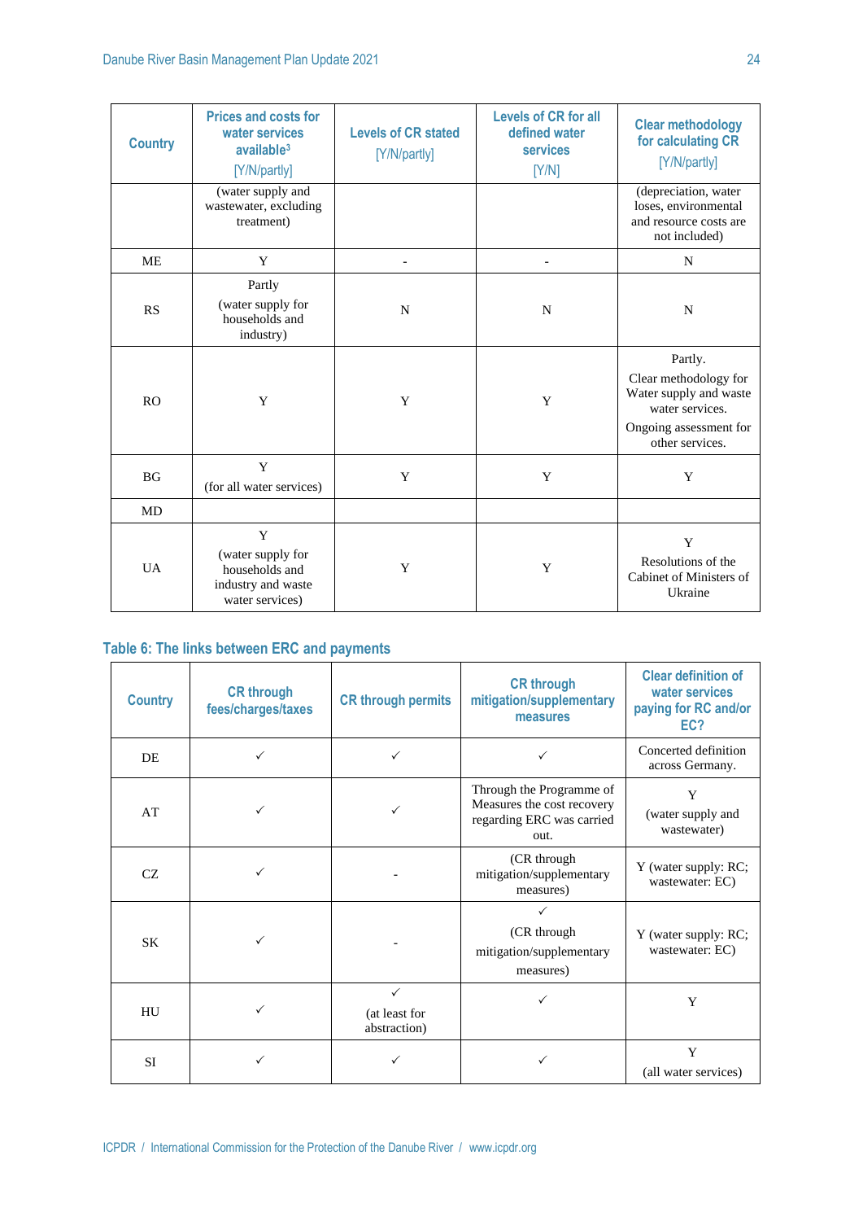| Country | Prices and costs for water services available[3] [Y/N/partly] | Levels of CR stated [Y/N/partly] | Levels of CR for all defined water services [Y/N] | Clear methodology for calculating CR [Y/N/partly] |
|---|---|---|---|---|
| | (water supply and wastewater, excluding treatment) | | | (depreciation, water loses, environmental and resource costs are not included) |
| ME | Y | - | - | N |
| RS | Partly (water supply for households and industry) | N | N | N |
| RO | Y | Y | Y | Partly. Clear methodology for Water supply and waste water services. Ongoing assessment for other services. |
| BG | Y (for all water services) | Y | Y | Y |
| MD | | | | |
| UA | Y (water supply for households and industry and waste water services) | Y | Y | Y Resolutions of the Cabinet of Ministers of Ukraine |

### Table 6: The links between ERC and payments

| Country | CR through fees/charges/taxes | CR through permits | CR through mitigation/supplementary measures | Clear definition of water services paying for RC and/or EC? |
|---|---|---|---|---|
| DE | ✓ | ✓ | ✓ | Concerted definition across Germany. |
| AT | ✓ | ✓ | Through the Programme of Measures the cost recovery regarding ERC was carried out. | Y (water supply and wastewater) |
| CZ | ✓ | - | (CR through mitigation/supplementary measures) | Y (water supply: RC; wastewater: EC) |
| SK | ✓ | - | ✓ (CR through mitigation/supplementary measures) | Y (water supply: RC; wastewater: EC) |
| HU | ✓ | ✓ (at least for abstraction) | ✓ | Y |
| SI | ✓ | ✓ | ✓ | Y (all water services) |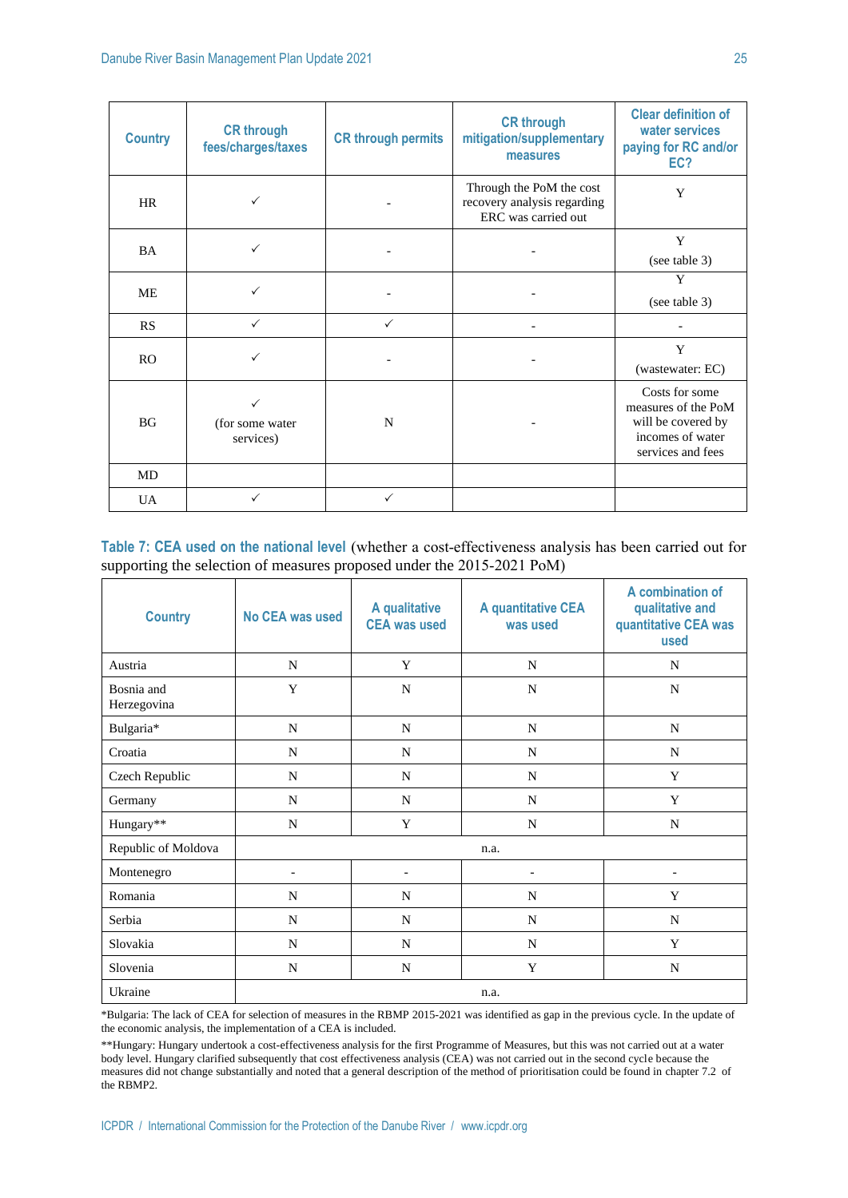| Country | CR through fees/charges/taxes | CR through permits | CR through mitigation/supplementary measures | Clear definition of water services paying for RC and/or EC? |
|---|---|---|---|---|
| HR | ✓ | - | Through the PoM the cost recovery analysis regarding ERC was carried out | Y |
| BA | ✓ | - | - | Y (see table 3) |
| ME | ✓ | - | - | Y (see table 3) |
| RS | ✓ | ✓ | - | - |
| RO | ✓ | - | - | Y (wastewater: EC) |
| BG | ✓ (for some water services) | N | - | Costs for some measures of the PoM will be covered by incomes of water services and fees |
| MD | | | | |
| UA | ✓ | ✓ | | |

**Table 7: CEA used on the national level** (whether a cost-effectiveness analysis has been carried out for supporting the selection of measures proposed under the 2015-2021 PoM)

| Country | No CEA was used | A qualitative CEA was used | A quantitative CEA was used | A combination of qualitative and quantitative CEA was used |
|---|---|---|---|---|
| Austria | N | Y | N | N |
| Bosnia and Herzegovina | Y | N | N | N |
| Bulgaria* | N | N | N | N |
| Croatia | N | N | N | N |
| Czech Republic | N | N | N | Y |
| Germany | N | N | N | Y |
| Hungary** | N | Y | N | N |
| Republic of Moldova | n.a. | | | |
| Montenegro | - | - | - | - |
| Romania | N | N | N | Y |
| Serbia | N | N | N | N |
| Slovakia | N | N | N | Y |
| Slovenia | N | N | Y | N |
| Ukraine | n.a. | | | |

*Bulgaria: The lack of CEA for selection of measures in the RBMP 2015-2021 was identified as gap in the previous cycle. In the update of the economic analysis, the implementation of a CEA is included.

**Hungary: Hungary undertook a cost-effectiveness analysis for the first Programme of Measures, but this was not carried out at a water body level. Hungary clarified subsequently that cost effectiveness analysis (CEA) was not carried out in the second cycle because the measures did not change substantially and noted that a general description of the method of prioritisation could be found in chapter 7.2 of the RBMP2.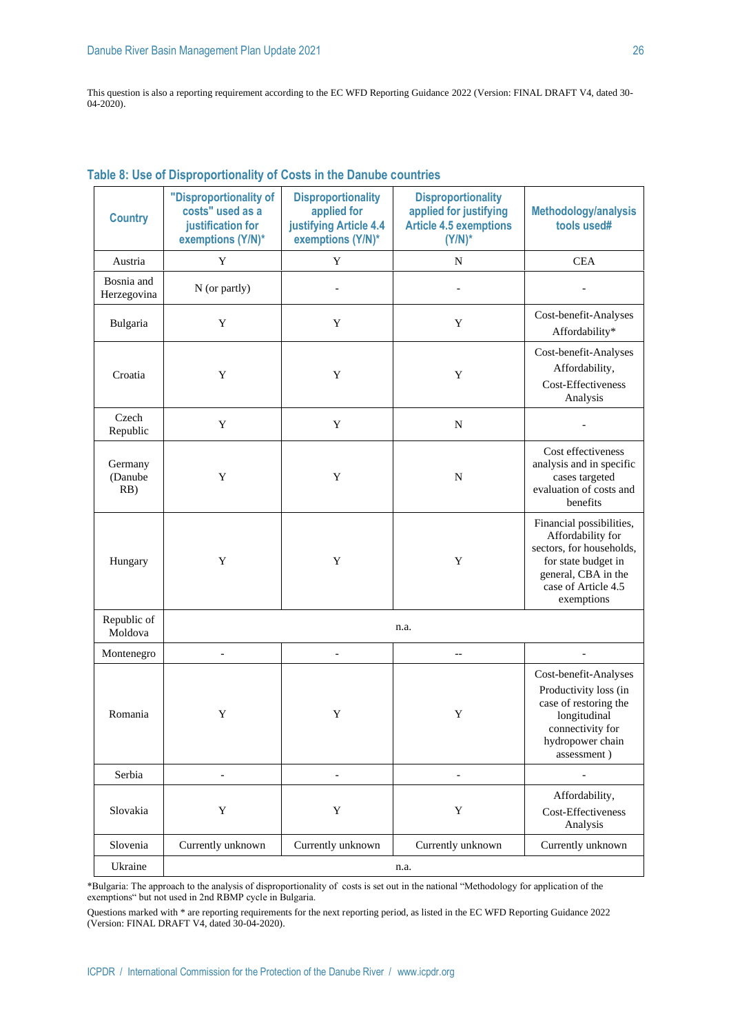This question is also a reporting requirement according to the EC WFD Reporting Guidance 2022 (Version: FINAL DRAFT V4, dated 30-04-2020).

**Table 8: Use of Disproportionality of Costs in the Danube countries**

| Country | "Disproportionality of costs" used as a justification for exemptions (Y/N)* | Disproportionality applied for justifying Article 4.4 exemptions (Y/N)* | Disproportionality applied for justifying Article 4.5 exemptions (Y/N)* | Methodology/analysis tools used# |
|---|---|---|---|---|
| Austria | Y | Y | N | CEA |
| Bosnia and Herzegovina | N (or partly) | - | - | - |
| Bulgaria | Y | Y | Y | Cost-benefit-Analyses Affordability* |
| Croatia | Y | Y | Y | Cost-benefit-Analyses Affordability, Cost-Effectiveness Analysis |
| Czech Republic | Y | Y | N | - |
| Germany (Danube RB) | Y | Y | N | Cost effectiveness analysis and in specific cases targeted evaluation of costs and benefits |
| Hungary | Y | Y | Y | Financial possibilities, Affordability for sectors, for households, for state budget in general, CBA in the case of Article 4.5 exemptions |
| Republic of Moldova | n.a. | | | |
| Montenegro | - | - | -- | - |
| Romania | Y | Y | Y | Cost-benefit-Analyses Productivity loss (in case of restoring the longitudinal connectivity for hydropower chain assessment ) |
| Serbia | - | - | - | - |
| Slovakia | Y | Y | Y | Affordability, Cost-Effectiveness Analysis |
| Slovenia | Currently unknown | Currently unknown | Currently unknown | Currently unknown |
| Ukraine | n.a. | | | |

*Bulgaria: The approach to the analysis of disproportionality of costs is set out in the national "Methodology for application of the exemptions" but not used in 2nd RBMP cycle in Bulgaria.

Questions marked with * are reporting requirements for the next reporting period, as listed in the EC WFD Reporting Guidance 2022 (Version: FINAL DRAFT V4, dated 30-04-2020).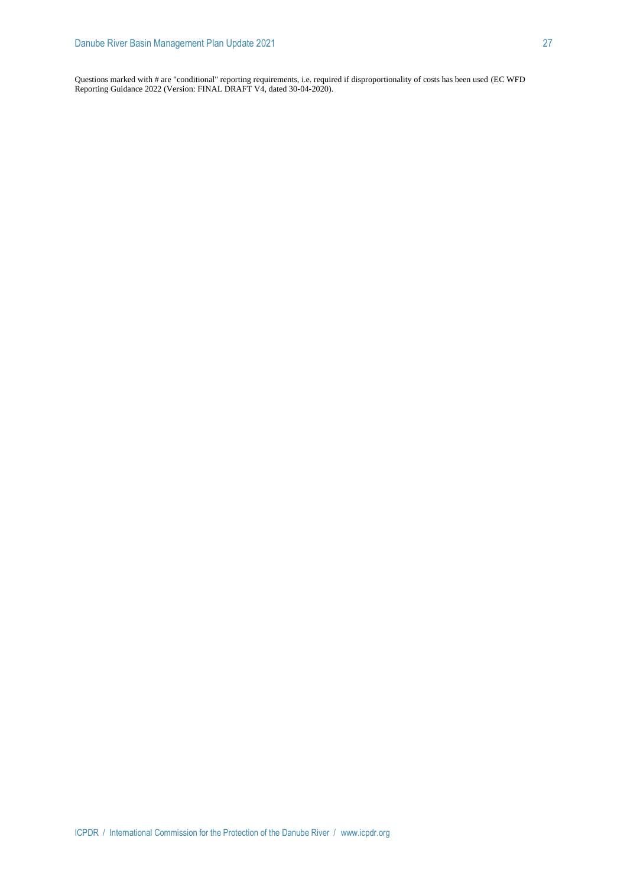Questions marked with # are "conditional" reporting requirements, i.e. required if disproportionality of costs has been used (EC WFD Reporting Guidance 2022 (Version: FINAL DRAFT V4, dated 30-04-2020).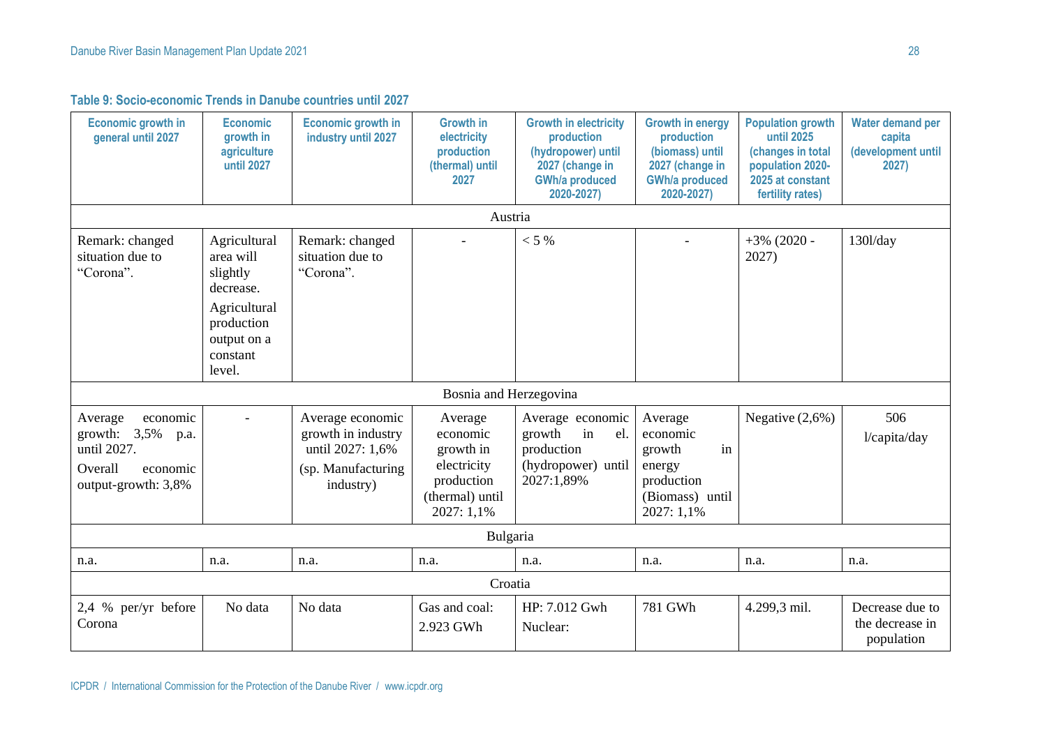**Table 9: Socio-economic Trends in Danube countries until 2027**

| Economic growth in general until 2027 | Economic growth in agriculture until 2027 | Economic growth in industry until 2027 | Growth in electricity production (thermal) until 2027 | Growth in electricity production (hydropower) until 2027 (change in GWh/a produced 2020-2027) | Growth in energy production (biomass) until 2027 (change in GWh/a produced 2020-2027) | Population growth until 2025 (changes in total population 2020-2025 at constant fertility rates) | Water demand per capita (development until 2027) |
|---|---|---|---|---|---|---|---|
| Austria | | | | | | | |
| Remark: changed situation due to "Corona". | Agricultural area will slightly decrease. Agricultural production output on a constant level. | Remark: changed situation due to "Corona". | - | < 5 % | - | +3% (2020 - 2027) | 130l/day |
| Bosnia and Herzegovina | | | | | | | |
| Average economic growth: 3,5% p.a. until 2027. Overall economic output-growth: 3,8% | - | Average economic growth in industry until 2027: 1,6% (sp. Manufacturing industry) | Average economic growth in electricity production (thermal) until 2027: 1,1% | Average economic growth in el. production (hydropower) until 2027:1,89% | Average economic growth in energy production (Biomass) until 2027: 1,1% | Negative (2,6%) | 506 l/capita/day |
| Bulgaria | | | | | | | |
| n.a. | n.a. | n.a. | n.a. | n.a. | n.a. | n.a. | n.a. |
| Croatia | | | | | | | |
| 2,4 % per/yr before Corona | No data | No data | Gas and coal: 2.923 GWh | HP: 7.012 Gwh Nuclear: | 781 GWh | 4.299,3 mil. | Decrease due to the decrease in population |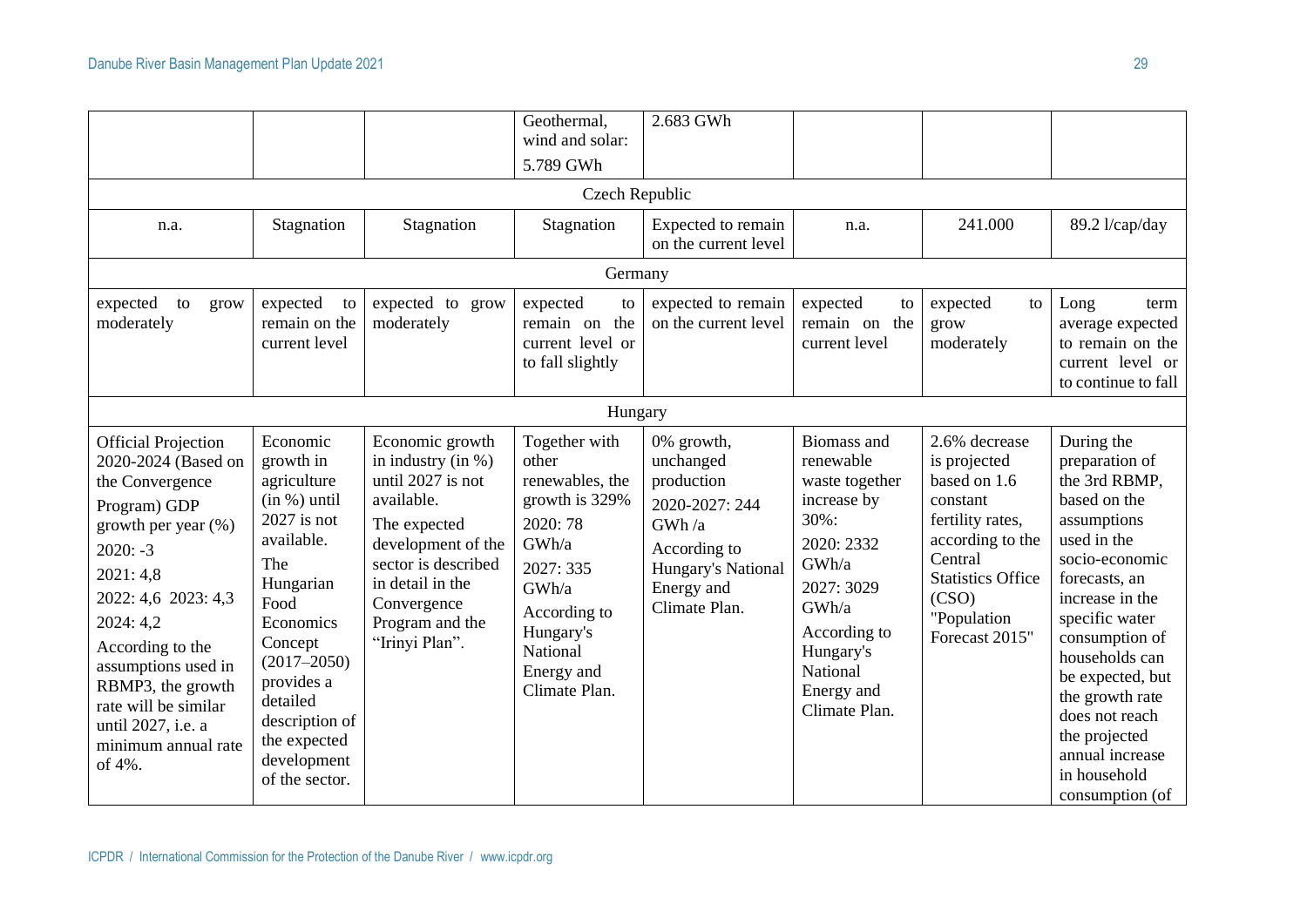| | | | | | | | |
|---|---|---|---|---|---|---|---|
| | | | Geothermal, wind and solar: 5.789 GWh | 2.683 GWh | | | |
| Czech Republic | | | | | | | |
| n.a. | Stagnation | Stagnation | Stagnation | Expected to remain on the current level | n.a. | 241.000 | 89.2 l/cap/day |
| Germany | | | | | | | |
| expected to grow moderately | expected to remain on the current level | expected to grow moderately | expected to remain on the current level or to fall slightly | expected to remain on the current level | expected to remain on the current level | expected to grow moderately | Long term average expected to remain on the current level or to continue to fall |
| Hungary | | | | | | | |
| Official Projection 2020-2024 (Based on the Convergence Program) GDP growth per year (%) 2020: -3 2021: 4,8 2022: 4,6 2023: 4,3 2024: 4,2 According to the assumptions used in RBMP3, the growth rate will be similar until 2027, i.e. a minimum annual rate of 4%. | Economic growth in agriculture (in %) until 2027 is not available. The Hungarian Food Economics Concept (2017–2050) provides a detailed description of the expected development of the sector. | Economic growth in industry (in %) until 2027 is not available. The expected development of the sector is described in detail in the Convergence Program and the "Irinyi Plan". | Together with other renewables, the growth is 329% 2020: 78 GWh/a 2027: 335 GWh/a According to Hungary's National Energy and Climate Plan. | 0% growth, unchanged production 2020-2027: 244 GWh /a According to Hungary's National Energy and Climate Plan. | Biomass and renewable waste together increase by 30%: 2020: 2332 GWh/a 2027: 3029 GWh/a According to Hungary's National Energy and Climate Plan. | 2.6% decrease is projected based on 1.6 constant fertility rates, according to the Central Statistics Office (CSO) "Population Forecast 2015" | During the preparation of the 3rd RBMP, based on the assumptions used in the socio-economic forecasts, an increase in the specific water consumption of households can be expected, but the growth rate does not reach the projected annual increase in household consumption (of |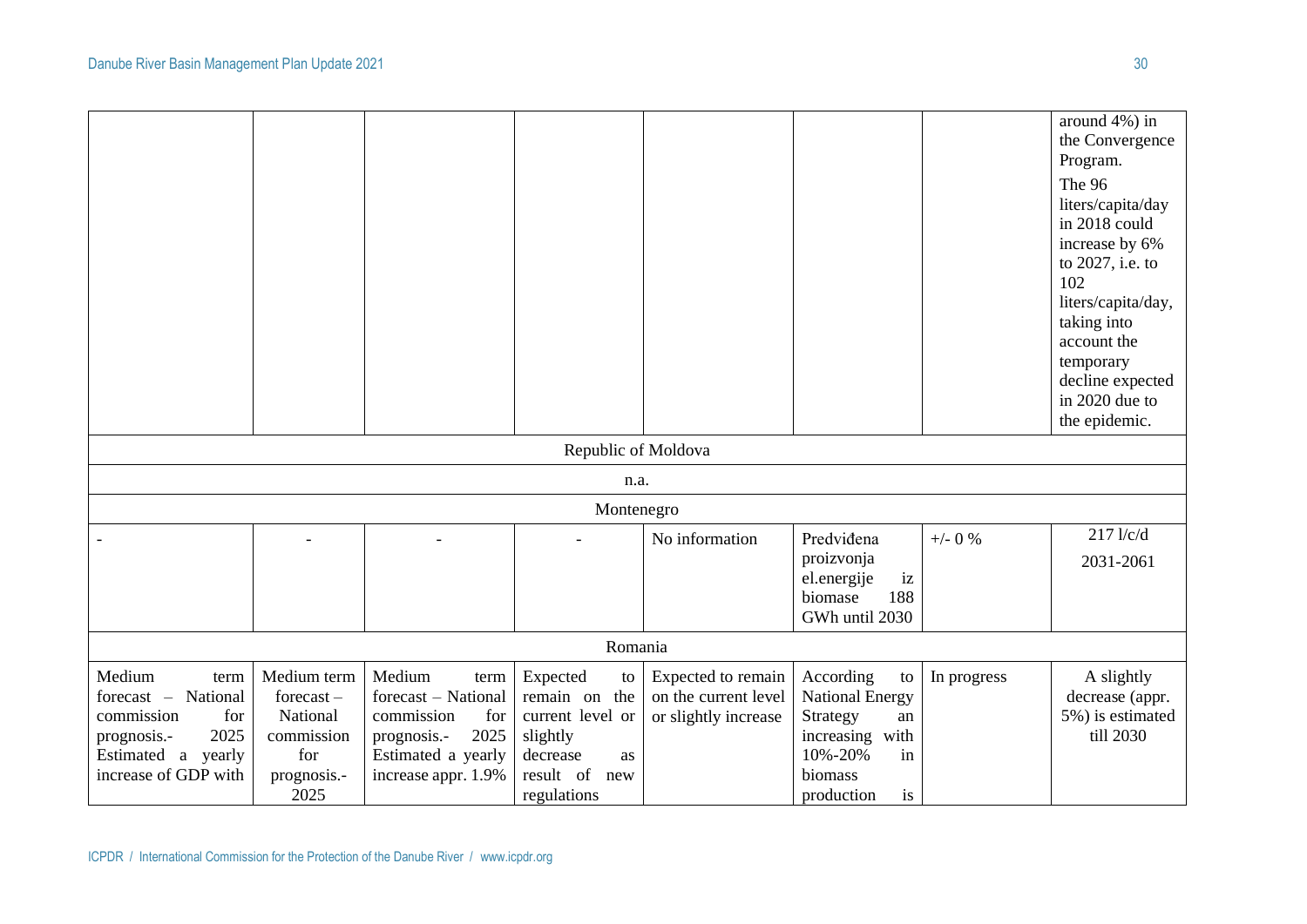| | | | | | | | |
|---|---|---|---|---|---|---|---|
| | | | | | | | around 4%) in the Convergence Program. The 96 liters/capita/day in 2018 could increase by 6% to 2027, i.e. to 102 liters/capita/day, taking into account the temporary decline expected in 2020 due to the epidemic. |
| Republic of Moldova | | | | | | | |
| n.a. | | | | | | | |
| Montenegro | | | | | | | |
| - | - | - | - | No information | Predviđena proizvonja el.energije iz biomase 188 GWh until 2030 | +/- 0 % | 217 l/c/d 2031-2061 |
| Romania | | | | | | | |
| Medium term forecast – National commission for prognosis.- 2025 Estimated a yearly increase of GDP with | Medium term forecast – National commission for prognosis.- 2025 | Medium term forecast – National commission for prognosis.- 2025 Estimated a yearly increase appr. 1.9% | Expected to remain on the current level or slightly decrease as result of new regulations | Expected to remain on the current level or slightly increase | According to National Energy Strategy an increasing with 10%-20% in biomass production is | In progress | A slightly decrease (appr. 5%) is estimated till 2030 |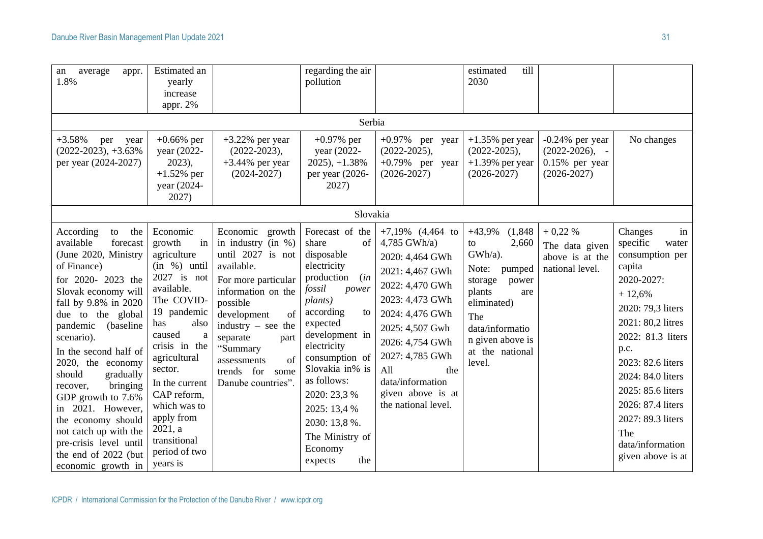| | | | | | | | |
|---|---|---|---|---|---|---|---|
| an average appr. 1.8% | Estimated an yearly increase appr. 2% | | regarding the air pollution | | estimated till 2030 | | |
| Serbia | | | | | | | |
| +3.58% per year (2022-2023), +3.63% per year (2024-2027) | +0.66% per year (2022-2023), +1.52% per year (2024-2027) | +3.22% per year (2022-2023), +3.44% per year (2024-2027) | +0.97% per year (2022-2025), +1.38% per year (2026-2027) | +0.97% per year (2022-2025), +0.79% per year (2026-2027) | +1.35% per year (2022-2025), +1.39% per year (2026-2027) | -0.24% per year (2022-2026), -0.15% per year (2026-2027) | No changes |
| Slovakia | | | | | | | |
| According to the available forecast (June 2020, Ministry of Finance) for 2020- 2023 the Slovak economy will fall by 9.8% in 2020 due to the global pandemic (baseline scenario). In the second half of 2020, the economy should gradually recover, bringing GDP growth to 7.6% in 2021. However, the economy should not catch up with the pre-crisis level until the end of 2022 (but economic growth in | Economic growth in agriculture (in %) until 2027 is not available. The COVID-19 pandemic has also caused a crisis in the agricultural sector. In the current CAP reform, which was to apply from 2021, a transitional period of two years is | Economic growth in industry (in %) until 2027 is not available. For more particular information on the possible development of industry – see the separate part "Summary assessments of trends for some Danube countries". | Forecast of the share of disposable electricity production *(in fossil power plants)* according to expected development in electricity consumption of Slovakia in% is as follows: 2020: 23,3 % 2025: 13,4 % 2030: 13,8 %. The Ministry of Economy expects the | +7,19% (4,464 to 4,785 GWh/a) 2020: 4,464 GWh 2021: 4,467 GWh 2022: 4,470 GWh 2023: 4,473 GWh 2024: 4,476 GWh 2025: 4,507 Gwh 2026: 4,754 GWh 2027: 4,785 GWh All the data/information given above is at the national level. | +43,9% (1,848 to 2,660 GWh/a). Note: pumped storage power plants are eliminated) The data/information given above is at the national level. | + 0,22 % The data given above is at the national level. | Changes in specific water consumption per capita 2020-2027: + 12,6% 2020: 79,3 liters 2021: 80,2 litres 2022: 81.3 liters p.c. 2023: 82.6 liters 2024: 84.0 liters 2025: 85.6 liters 2026: 87.4 liters 2027: 89.3 liters The data/information given above is at |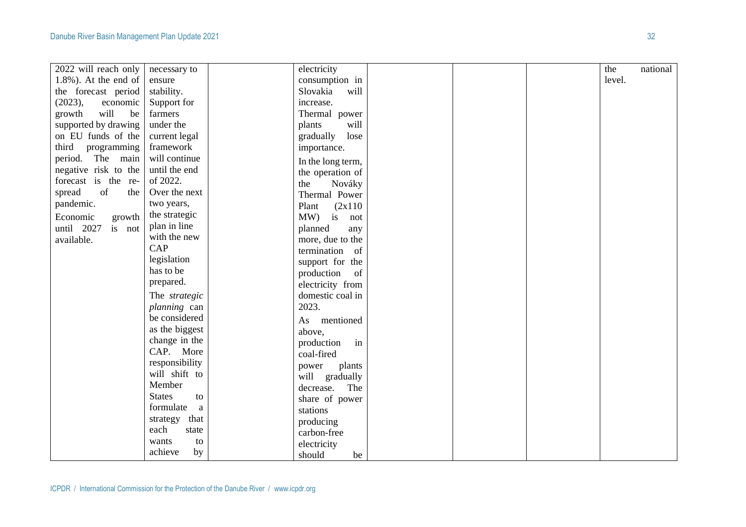| | | | | | | | |
|---|---|---|---|---|---|---|---|
| 2022 will reach only 1.8%). At the end of the forecast period (2023), economic growth will be supported by drawing on EU funds of the third programming period. The main negative risk to the forecast is the re-spread of the pandemic.<br><br>Economic growth until 2027 is not available. | necessary to ensure stability. Support for farmers under the current legal framework will continue until the end of 2022. Over the next two years, the strategic plan in line with the new CAP legislation has to be prepared.<br><br>The *strategic planning* can be considered as the biggest change in the CAP. More responsibility will shift to Member States to formulate a strategy that each state wants to achieve by | | electricity consumption in Slovakia will increase. Thermal power plants will gradually lose importance.<br><br>In the long term, the operation of the Nováky Thermal Power Plant (2x110 MW) is not planned any more, due to the termination of support for the production of electricity from domestic coal in 2023.<br><br>As mentioned above, production in coal-fired power plants will gradually decrease. The share of power stations producing carbon-free electricity should be | | | | the national level. |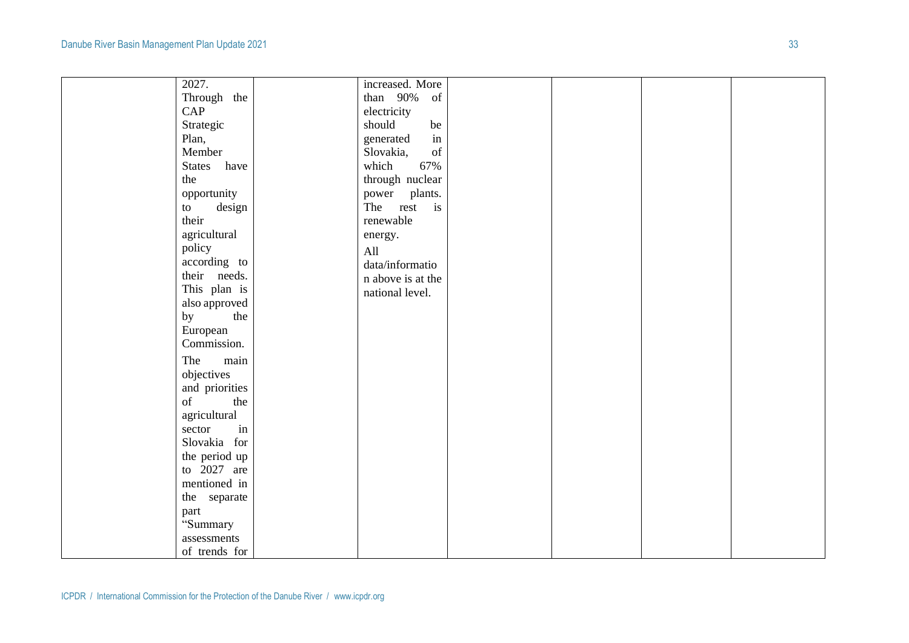| | | | | | | | |
|---|---|---|---|---|---|---|---|
| | 2027. Through the CAP Strategic Plan, Member States have the opportunity to design their agricultural policy according to their needs. This plan is also approved by the European Commission.<br><br>The main objectives and priorities of the agricultural sector in Slovakia for the period up to 2027 are mentioned in the separate part "Summary assessments of trends for | | increased. More than 90% of electricity should be generated in Slovakia, of which 67% through nuclear power plants. The rest is renewable energy.<br><br>All data/information above is at the national level. | | | | |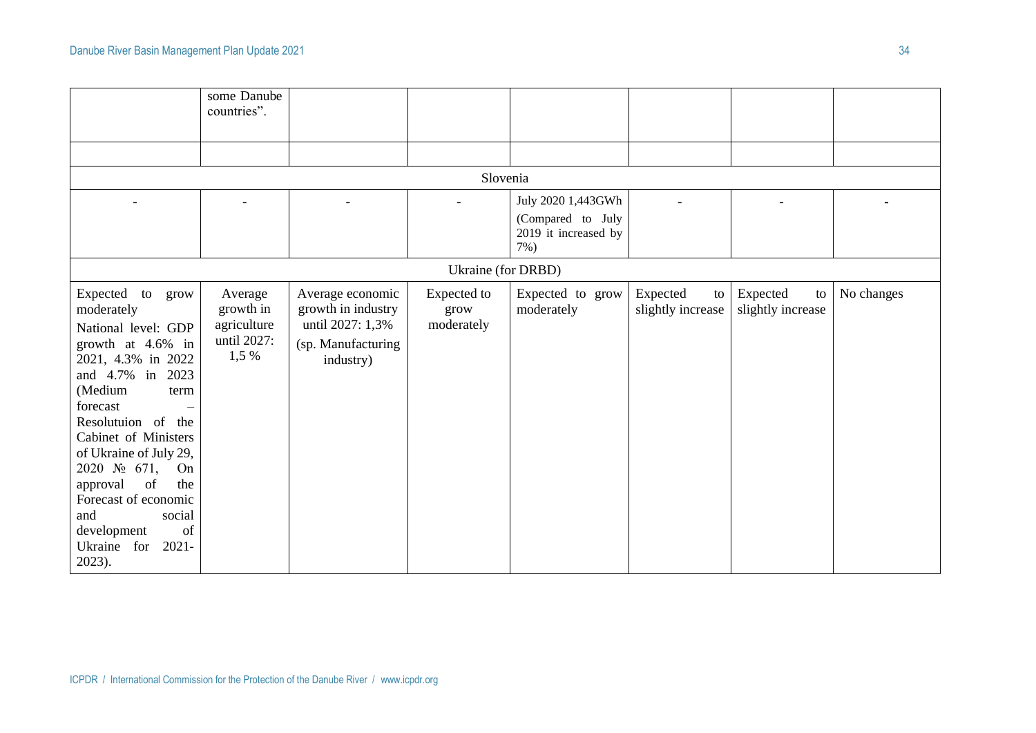| | | | | | | | |
|---|---|---|---|---|---|---|---|
| | some Danube countries". | | | | | | |
| | | | | | | | |
| Slovenia | | | | | | | |
| - | - | - | - | July 2020 1,443GWh (Compared to July 2019 it increased by 7%) | - | - | - |
| Ukraine (for DRBD) | | | | | | | |
| Expected to grow moderately National level: GDP growth at 4.6% in 2021, 4.3% in 2022 and 4.7% in 2023 (Medium term forecast – Resolutuion of the Cabinet of Ministers of Ukraine of July 29, 2020 № 671, On approval of the Forecast of economic and social development of Ukraine for 2021-2023). | Average growth in agriculture until 2027: 1,5 % | Average economic growth in industry until 2027: 1,3% (sp. Manufacturing industry) | Expected to grow moderately | Expected to grow moderately | Expected to slightly increase | Expected to slightly increase | No changes |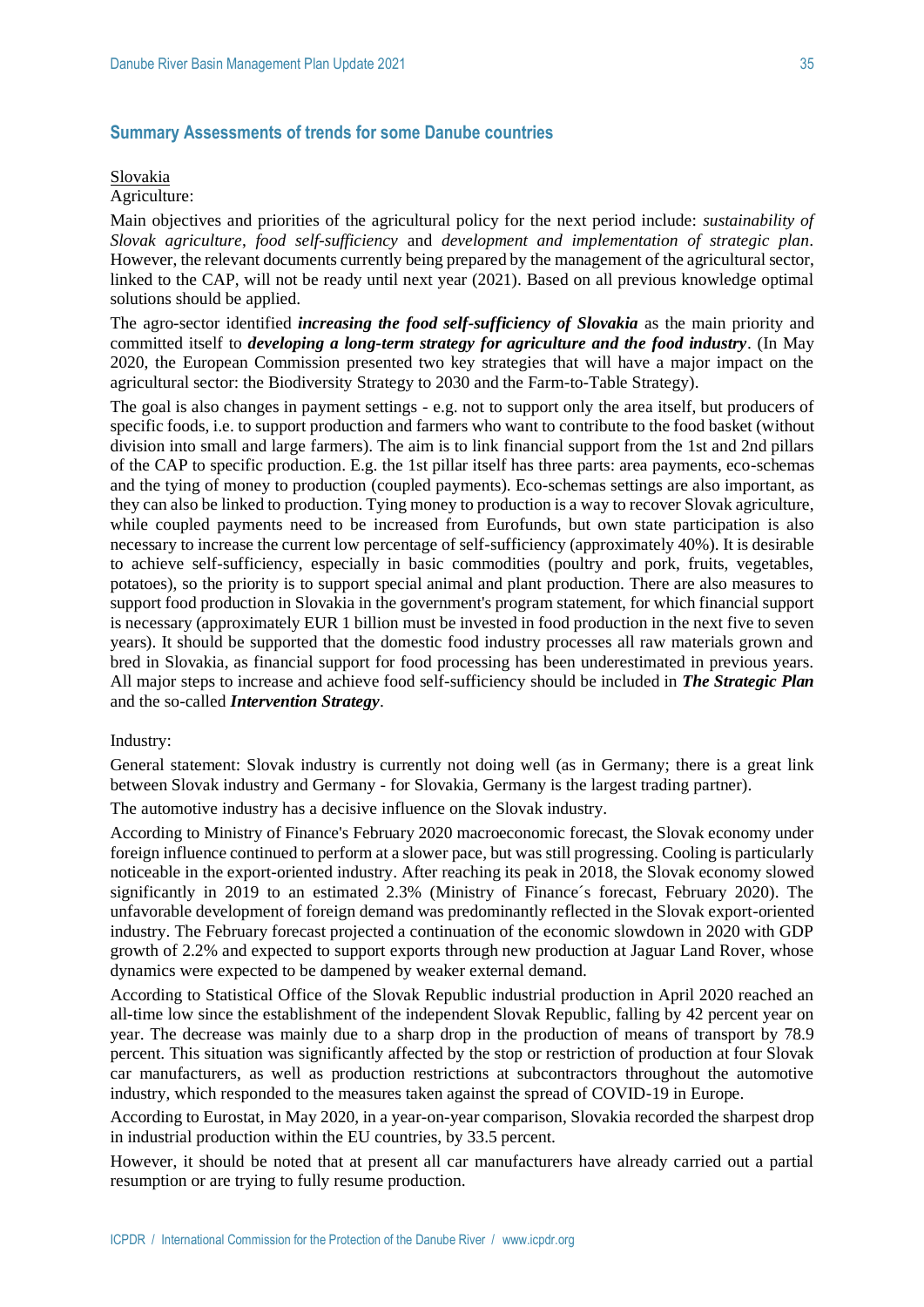## Summary Assessments of trends for some Danube countries

Slovakia

Agriculture:

Main objectives and priorities of the agricultural policy for the next period include: *sustainability of Slovak agriculture*, *food self-sufficiency* and *development and implementation of strategic plan*. However, the relevant documents currently being prepared by the management of the agricultural sector, linked to the CAP, will not be ready until next year (2021). Based on all previous knowledge optimal solutions should be applied.

The agro-sector identified ***increasing the food self-sufficiency of Slovakia*** as the main priority and committed itself to ***developing a long-term strategy for agriculture and the food industry***. (In May 2020, the European Commission presented two key strategies that will have a major impact on the agricultural sector: the Biodiversity Strategy to 2030 and the Farm-to-Table Strategy).

The goal is also changes in payment settings - e.g. not to support only the area itself, but producers of specific foods, i.e. to support production and farmers who want to contribute to the food basket (without division into small and large farmers). The aim is to link financial support from the 1st and 2nd pillars of the CAP to specific production. E.g. the 1st pillar itself has three parts: area payments, eco-schemas and the tying of money to production (coupled payments). Eco-schemas settings are also important, as they can also be linked to production. Tying money to production is a way to recover Slovak agriculture, while coupled payments need to be increased from Eurofunds, but own state participation is also necessary to increase the current low percentage of self-sufficiency (approximately 40%). It is desirable to achieve self-sufficiency, especially in basic commodities (poultry and pork, fruits, vegetables, potatoes), so the priority is to support special animal and plant production. There are also measures to support food production in Slovakia in the government's program statement, for which financial support is necessary (approximately EUR 1 billion must be invested in food production in the next five to seven years). It should be supported that the domestic food industry processes all raw materials grown and bred in Slovakia, as financial support for food processing has been underestimated in previous years. All major steps to increase and achieve food self-sufficiency should be included in ***The Strategic Plan*** and the so-called ***Intervention Strategy***.

Industry:

General statement: Slovak industry is currently not doing well (as in Germany; there is a great link between Slovak industry and Germany - for Slovakia, Germany is the largest trading partner).

The automotive industry has a decisive influence on the Slovak industry.

According to Ministry of Finance's February 2020 macroeconomic forecast, the Slovak economy under foreign influence continued to perform at a slower pace, but was still progressing. Cooling is particularly noticeable in the export-oriented industry. After reaching its peak in 2018, the Slovak economy slowed significantly in 2019 to an estimated 2.3% (Ministry of Finance´s forecast, February 2020). The unfavorable development of foreign demand was predominantly reflected in the Slovak export-oriented industry. The February forecast projected a continuation of the economic slowdown in 2020 with GDP growth of 2.2% and expected to support exports through new production at Jaguar Land Rover, whose dynamics were expected to be dampened by weaker external demand.

According to Statistical Office of the Slovak Republic industrial production in April 2020 reached an all-time low since the establishment of the independent Slovak Republic, falling by 42 percent year on year. The decrease was mainly due to a sharp drop in the production of means of transport by 78.9 percent. This situation was significantly affected by the stop or restriction of production at four Slovak car manufacturers, as well as production restrictions at subcontractors throughout the automotive industry, which responded to the measures taken against the spread of COVID-19 in Europe.

According to Eurostat, in May 2020, in a year-on-year comparison, Slovakia recorded the sharpest drop in industrial production within the EU countries, by 33.5 percent.

However, it should be noted that at present all car manufacturers have already carried out a partial resumption or are trying to fully resume production.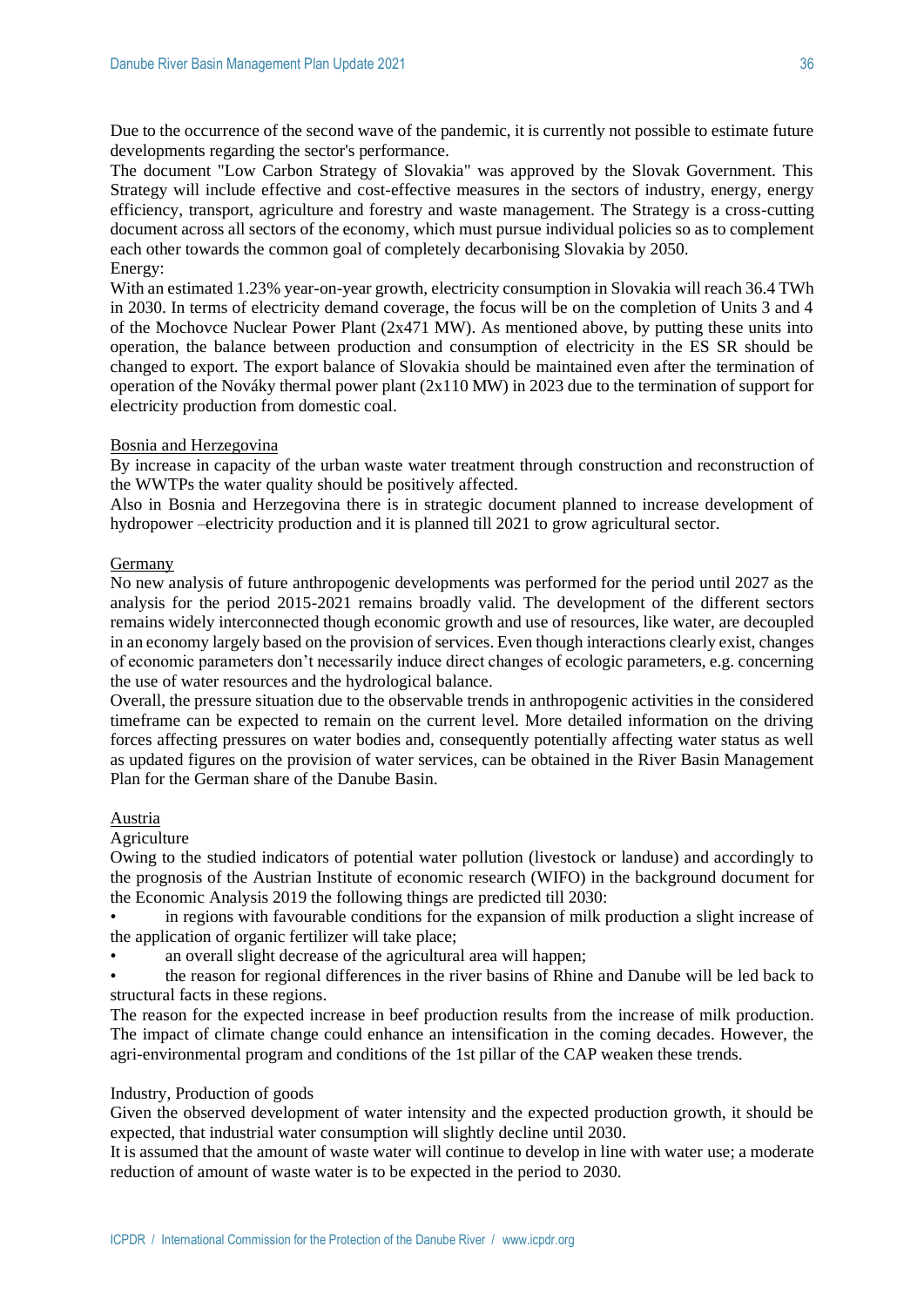Due to the occurrence of the second wave of the pandemic, it is currently not possible to estimate future developments regarding the sector's performance.

The document "Low Carbon Strategy of Slovakia" was approved by the Slovak Government. This Strategy will include effective and cost-effective measures in the sectors of industry, energy, energy efficiency, transport, agriculture and forestry and waste management. The Strategy is a cross-cutting document across all sectors of the economy, which must pursue individual policies so as to complement each other towards the common goal of completely decarbonising Slovakia by 2050.

Energy:

With an estimated 1.23% year-on-year growth, electricity consumption in Slovakia will reach 36.4 TWh in 2030. In terms of electricity demand coverage, the focus will be on the completion of Units 3 and 4 of the Mochovce Nuclear Power Plant (2x471 MW). As mentioned above, by putting these units into operation, the balance between production and consumption of electricity in the ES SR should be changed to export. The export balance of Slovakia should be maintained even after the termination of operation of the Nováky thermal power plant (2x110 MW) in 2023 due to the termination of support for electricity production from domestic coal.

<u>Bosnia and Herzegovina</u>

By increase in capacity of the urban waste water treatment through construction and reconstruction of the WWTPs the water quality should be positively affected.

Also in Bosnia and Herzegovina there is in strategic document planned to increase development of hydropower –electricity production and it is planned till 2021 to grow agricultural sector.

<u>Germany</u>

No new analysis of future anthropogenic developments was performed for the period until 2027 as the analysis for the period 2015-2021 remains broadly valid. The development of the different sectors remains widely interconnected though economic growth and use of resources, like water, are decoupled in an economy largely based on the provision of services. Even though interactions clearly exist, changes of economic parameters don't necessarily induce direct changes of ecologic parameters, e.g. concerning the use of water resources and the hydrological balance.

Overall, the pressure situation due to the observable trends in anthropogenic activities in the considered timeframe can be expected to remain on the current level. More detailed information on the driving forces affecting pressures on water bodies and, consequently potentially affecting water status as well as updated figures on the provision of water services, can be obtained in the River Basin Management Plan for the German share of the Danube Basin.

<u>Austria</u>

Agriculture

Owing to the studied indicators of potential water pollution (livestock or landuse) and accordingly to the prognosis of the Austrian Institute of economic research (WIFO) in the background document for the Economic Analysis 2019 the following things are predicted till 2030:

- in regions with favourable conditions for the expansion of milk production a slight increase of the application of organic fertilizer will take place;
- an overall slight decrease of the agricultural area will happen;
- the reason for regional differences in the river basins of Rhine and Danube will be led back to structural facts in these regions.

The reason for the expected increase in beef production results from the increase of milk production. The impact of climate change could enhance an intensification in the coming decades. However, the agri-environmental program and conditions of the 1st pillar of the CAP weaken these trends.

Industry, Production of goods

Given the observed development of water intensity and the expected production growth, it should be expected, that industrial water consumption will slightly decline until 2030.

It is assumed that the amount of waste water will continue to develop in line with water use; a moderate reduction of amount of waste water is to be expected in the period to 2030.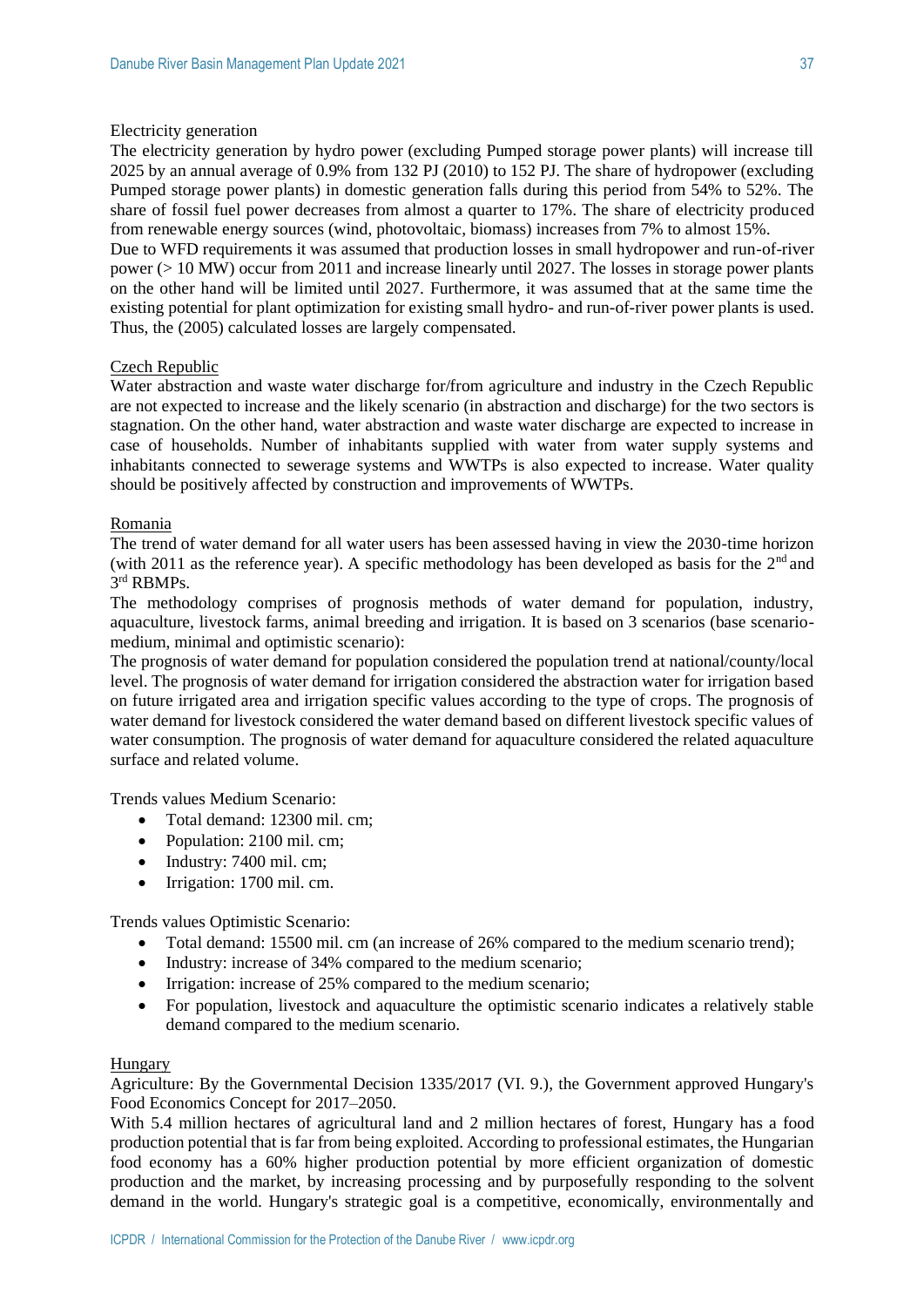Electricity generation

The electricity generation by hydro power (excluding Pumped storage power plants) will increase till 2025 by an annual average of 0.9% from 132 PJ (2010) to 152 PJ. The share of hydropower (excluding Pumped storage power plants) in domestic generation falls during this period from 54% to 52%. The share of fossil fuel power decreases from almost a quarter to 17%. The share of electricity produced from renewable energy sources (wind, photovoltaic, biomass) increases from 7% to almost 15%.

Due to WFD requirements it was assumed that production losses in small hydropower and run-of-river power (> 10 MW) occur from 2011 and increase linearly until 2027. The losses in storage power plants on the other hand will be limited until 2027. Furthermore, it was assumed that at the same time the existing potential for plant optimization for existing small hydro- and run-of-river power plants is used. Thus, the (2005) calculated losses are largely compensated.

Czech Republic

Water abstraction and waste water discharge for/from agriculture and industry in the Czech Republic are not expected to increase and the likely scenario (in abstraction and discharge) for the two sectors is stagnation. On the other hand, water abstraction and waste water discharge are expected to increase in case of households. Number of inhabitants supplied with water from water supply systems and inhabitants connected to sewerage systems and WWTPs is also expected to increase. Water quality should be positively affected by construction and improvements of WWTPs.

Romania

The trend of water demand for all water users has been assessed having in view the 2030-time horizon (with 2011 as the reference year). A specific methodology has been developed as basis for the 2nd and 3rd RBMPs.

The methodology comprises of prognosis methods of water demand for population, industry, aquaculture, livestock farms, animal breeding and irrigation. It is based on 3 scenarios (base scenario-medium, minimal and optimistic scenario):

The prognosis of water demand for population considered the population trend at national/county/local level. The prognosis of water demand for irrigation considered the abstraction water for irrigation based on future irrigated area and irrigation specific values according to the type of crops. The prognosis of water demand for livestock considered the water demand based on different livestock specific values of water consumption. The prognosis of water demand for aquaculture considered the related aquaculture surface and related volume.

Trends values Medium Scenario:

- Total demand: 12300 mil. cm;
- Population: 2100 mil. cm;
- Industry: 7400 mil. cm;
- Irrigation: 1700 mil. cm.

Trends values Optimistic Scenario:

- Total demand: 15500 mil. cm (an increase of 26% compared to the medium scenario trend);
- Industry: increase of 34% compared to the medium scenario;
- Irrigation: increase of 25% compared to the medium scenario;
- For population, livestock and aquaculture the optimistic scenario indicates a relatively stable demand compared to the medium scenario.

Hungary

Agriculture: By the Governmental Decision 1335/2017 (VI. 9.), the Government approved Hungary's Food Economics Concept for 2017–2050.

With 5.4 million hectares of agricultural land and 2 million hectares of forest, Hungary has a food production potential that is far from being exploited. According to professional estimates, the Hungarian food economy has a 60% higher production potential by more efficient organization of domestic production and the market, by increasing processing and by purposefully responding to the solvent demand in the world. Hungary's strategic goal is a competitive, economically, environmentally and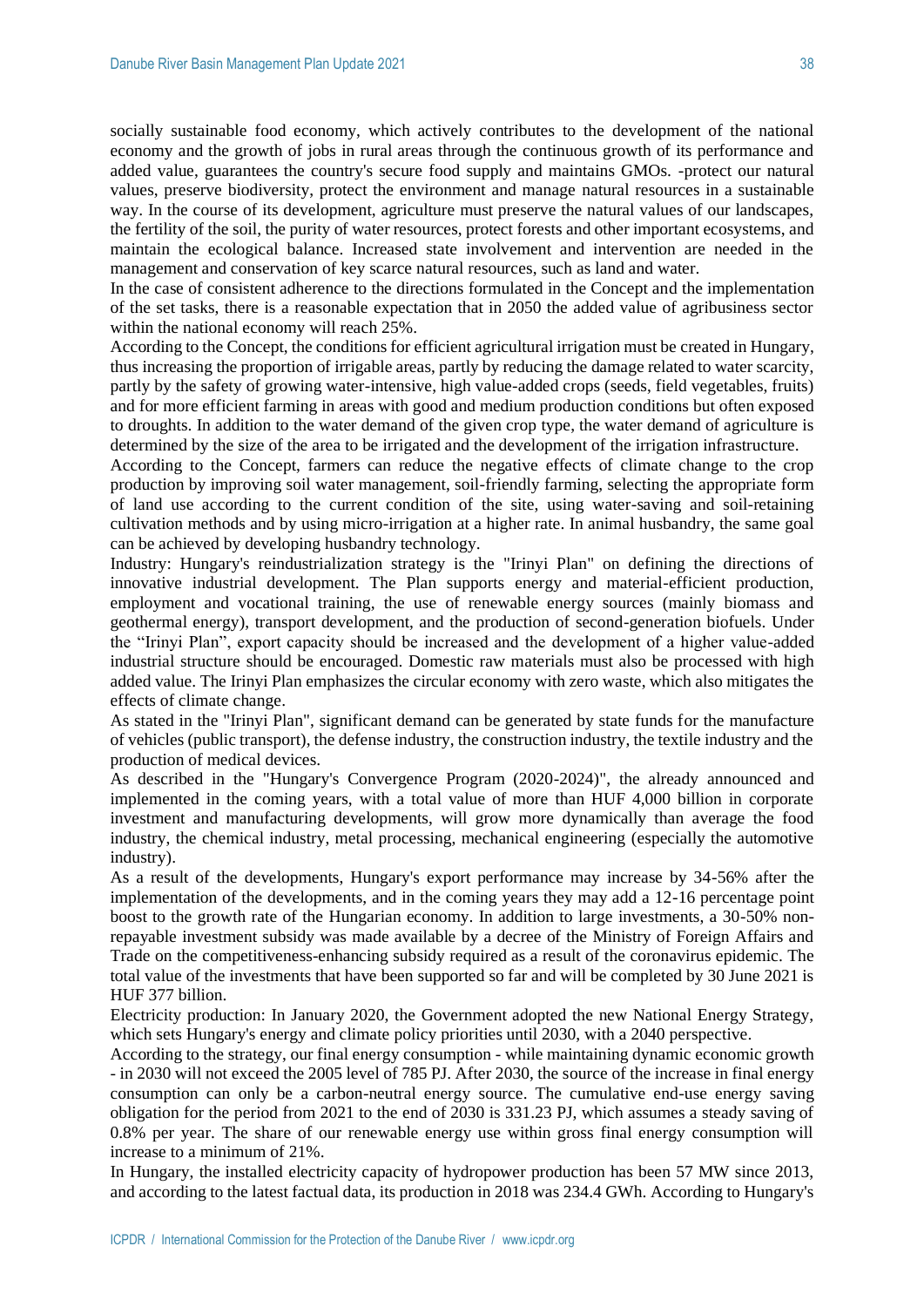socially sustainable food economy, which actively contributes to the development of the national economy and the growth of jobs in rural areas through the continuous growth of its performance and added value, guarantees the country's secure food supply and maintains GMOs. -protect our natural values, preserve biodiversity, protect the environment and manage natural resources in a sustainable way. In the course of its development, agriculture must preserve the natural values of our landscapes, the fertility of the soil, the purity of water resources, protect forests and other important ecosystems, and maintain the ecological balance. Increased state involvement and intervention are needed in the management and conservation of key scarce natural resources, such as land and water.

In the case of consistent adherence to the directions formulated in the Concept and the implementation of the set tasks, there is a reasonable expectation that in 2050 the added value of agribusiness sector within the national economy will reach 25%.

According to the Concept, the conditions for efficient agricultural irrigation must be created in Hungary, thus increasing the proportion of irrigable areas, partly by reducing the damage related to water scarcity, partly by the safety of growing water-intensive, high value-added crops (seeds, field vegetables, fruits) and for more efficient farming in areas with good and medium production conditions but often exposed to droughts. In addition to the water demand of the given crop type, the water demand of agriculture is determined by the size of the area to be irrigated and the development of the irrigation infrastructure.

According to the Concept, farmers can reduce the negative effects of climate change to the crop production by improving soil water management, soil-friendly farming, selecting the appropriate form of land use according to the current condition of the site, using water-saving and soil-retaining cultivation methods and by using micro-irrigation at a higher rate. In animal husbandry, the same goal can be achieved by developing husbandry technology.

Industry: Hungary's reindustrialization strategy is the "Irinyi Plan" on defining the directions of innovative industrial development. The Plan supports energy and material-efficient production, employment and vocational training, the use of renewable energy sources (mainly biomass and geothermal energy), transport development, and the production of second-generation biofuels. Under the "Irinyi Plan", export capacity should be increased and the development of a higher value-added industrial structure should be encouraged. Domestic raw materials must also be processed with high added value. The Irinyi Plan emphasizes the circular economy with zero waste, which also mitigates the effects of climate change.

As stated in the "Irinyi Plan", significant demand can be generated by state funds for the manufacture of vehicles (public transport), the defense industry, the construction industry, the textile industry and the production of medical devices.

As described in the "Hungary's Convergence Program (2020-2024)", the already announced and implemented in the coming years, with a total value of more than HUF 4,000 billion in corporate investment and manufacturing developments, will grow more dynamically than average the food industry, the chemical industry, metal processing, mechanical engineering (especially the automotive industry).

As a result of the developments, Hungary's export performance may increase by 34-56% after the implementation of the developments, and in the coming years they may add a 12-16 percentage point boost to the growth rate of the Hungarian economy. In addition to large investments, a 30-50% non-repayable investment subsidy was made available by a decree of the Ministry of Foreign Affairs and Trade on the competitiveness-enhancing subsidy required as a result of the coronavirus epidemic. The total value of the investments that have been supported so far and will be completed by 30 June 2021 is HUF 377 billion.

Electricity production: In January 2020, the Government adopted the new National Energy Strategy, which sets Hungary's energy and climate policy priorities until 2030, with a 2040 perspective.

According to the strategy, our final energy consumption - while maintaining dynamic economic growth - in 2030 will not exceed the 2005 level of 785 PJ. After 2030, the source of the increase in final energy consumption can only be a carbon-neutral energy source. The cumulative end-use energy saving obligation for the period from 2021 to the end of 2030 is 331.23 PJ, which assumes a steady saving of 0.8% per year. The share of our renewable energy use within gross final energy consumption will increase to a minimum of 21%.

In Hungary, the installed electricity capacity of hydropower production has been 57 MW since 2013, and according to the latest factual data, its production in 2018 was 234.4 GWh. According to Hungary's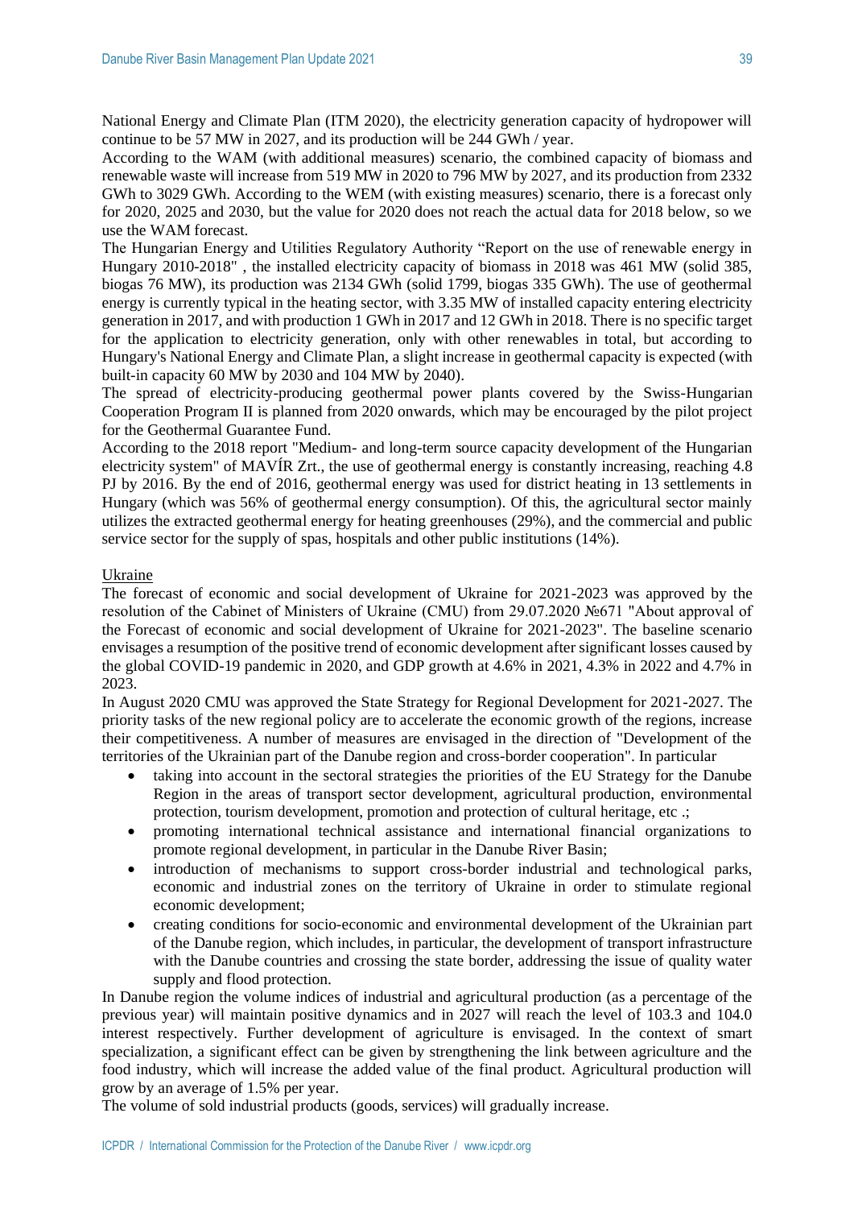National Energy and Climate Plan (ITM 2020), the electricity generation capacity of hydropower will continue to be 57 MW in 2027, and its production will be 244 GWh / year.

According to the WAM (with additional measures) scenario, the combined capacity of biomass and renewable waste will increase from 519 MW in 2020 to 796 MW by 2027, and its production from 2332 GWh to 3029 GWh. According to the WEM (with existing measures) scenario, there is a forecast only for 2020, 2025 and 2030, but the value for 2020 does not reach the actual data for 2018 below, so we use the WAM forecast.

The Hungarian Energy and Utilities Regulatory Authority "Report on the use of renewable energy in Hungary 2010-2018" , the installed electricity capacity of biomass in 2018 was 461 MW (solid 385, biogas 76 MW), its production was 2134 GWh (solid 1799, biogas 335 GWh). The use of geothermal energy is currently typical in the heating sector, with 3.35 MW of installed capacity entering electricity generation in 2017, and with production 1 GWh in 2017 and 12 GWh in 2018. There is no specific target for the application to electricity generation, only with other renewables in total, but according to Hungary's National Energy and Climate Plan, a slight increase in geothermal capacity is expected (with built-in capacity 60 MW by 2030 and 104 MW by 2040).

The spread of electricity-producing geothermal power plants covered by the Swiss-Hungarian Cooperation Program II is planned from 2020 onwards, which may be encouraged by the pilot project for the Geothermal Guarantee Fund.

According to the 2018 report "Medium- and long-term source capacity development of the Hungarian electricity system" of MAVÍR Zrt., the use of geothermal energy is constantly increasing, reaching 4.8 PJ by 2016. By the end of 2016, geothermal energy was used for district heating in 13 settlements in Hungary (which was 56% of geothermal energy consumption). Of this, the agricultural sector mainly utilizes the extracted geothermal energy for heating greenhouses (29%), and the commercial and public service sector for the supply of spas, hospitals and other public institutions (14%).

Ukraine

The forecast of economic and social development of Ukraine for 2021-2023 was approved by the resolution of the Cabinet of Ministers of Ukraine (CMU) from 29.07.2020 №671 "About approval of the Forecast of economic and social development of Ukraine for 2021-2023". The baseline scenario envisages a resumption of the positive trend of economic development after significant losses caused by the global COVID-19 pandemic in 2020, and GDP growth at 4.6% in 2021, 4.3% in 2022 and 4.7% in 2023.

In August 2020 CMU was approved the State Strategy for Regional Development for 2021-2027. The priority tasks of the new regional policy are to accelerate the economic growth of the regions, increase their competitiveness. A number of measures are envisaged in the direction of "Development of the territories of the Ukrainian part of the Danube region and cross-border cooperation". In particular

- taking into account in the sectoral strategies the priorities of the EU Strategy for the Danube Region in the areas of transport sector development, agricultural production, environmental protection, tourism development, promotion and protection of cultural heritage, etc .;
- promoting international technical assistance and international financial organizations to promote regional development, in particular in the Danube River Basin;
- introduction of mechanisms to support cross-border industrial and technological parks, economic and industrial zones on the territory of Ukraine in order to stimulate regional economic development;
- creating conditions for socio-economic and environmental development of the Ukrainian part of the Danube region, which includes, in particular, the development of transport infrastructure with the Danube countries and crossing the state border, addressing the issue of quality water supply and flood protection.

In Danube region the volume indices of industrial and agricultural production (as a percentage of the previous year) will maintain positive dynamics and in 2027 will reach the level of 103.3 and 104.0 interest respectively. Further development of agriculture is envisaged. In the context of smart specialization, a significant effect can be given by strengthening the link between agriculture and the food industry, which will increase the added value of the final product. Agricultural production will grow by an average of 1.5% per year.

The volume of sold industrial products (goods, services) will gradually increase.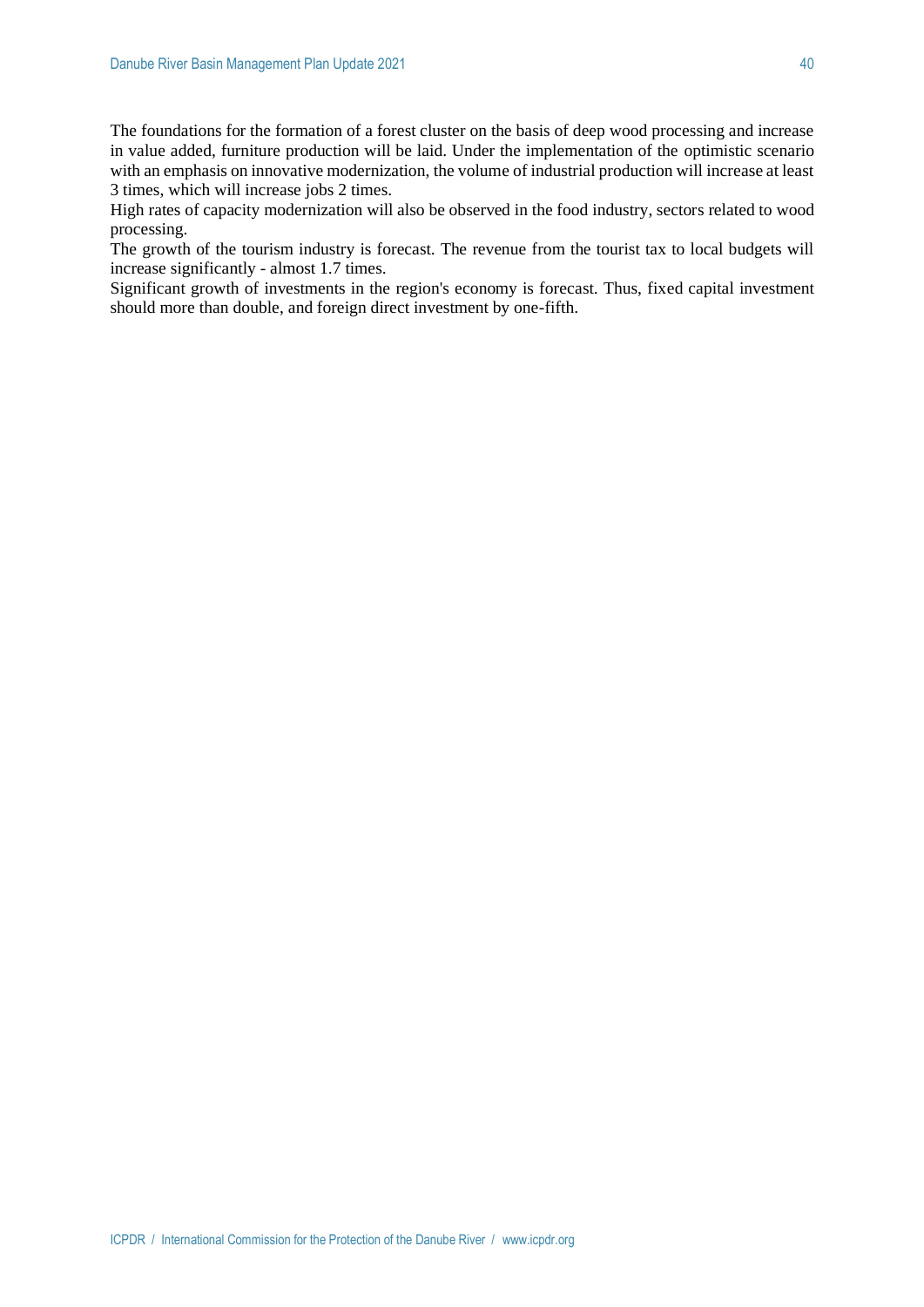The foundations for the formation of a forest cluster on the basis of deep wood processing and increase in value added, furniture production will be laid. Under the implementation of the optimistic scenario with an emphasis on innovative modernization, the volume of industrial production will increase at least 3 times, which will increase jobs 2 times.

High rates of capacity modernization will also be observed in the food industry, sectors related to wood processing.

The growth of the tourism industry is forecast. The revenue from the tourist tax to local budgets will increase significantly - almost 1.7 times.

Significant growth of investments in the region's economy is forecast. Thus, fixed capital investment should more than double, and foreign direct investment by one-fifth.